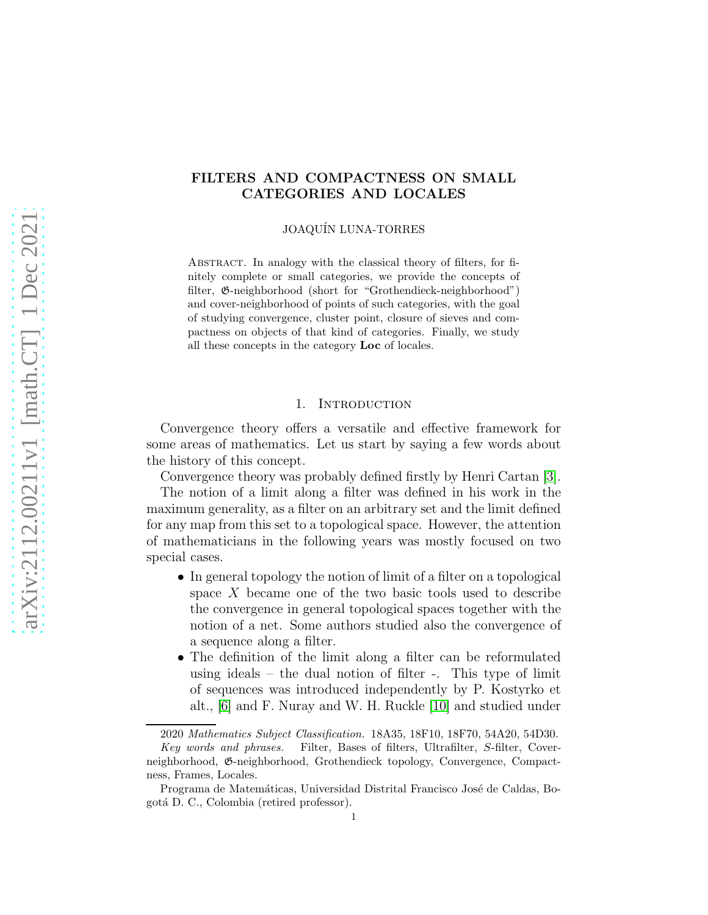# FILTERS AND COMPACTNESS ON SMALL CATEGORIES AND LOCALES

JOAQUÍN LUNA-TORRES

Abstract. In analogy with the classical theory of filters, for finitely complete or small categories, we provide the concepts of filter, $\mathfrak{G}$-neighborhood (short for "Grothendieck-neighborhood") and cover-neighborhood of points of such categories, with the goal of studying convergence, cluster point, closure of sieves and compactness on objects of that kind of categories. Finally, we study all these concepts in the category **Loc** of locales.

## 1. Introduction

Convergence theory offers a versatile and effective framework for some areas of mathematics. Let us start by saying a few words about the history of this concept.

Convergence theory was probably defined firstly by Henri Cartan [3].

The notion of a limit along a filter was defined in his work in the maximum generality, as a filter on an arbitrary set and the limit defined for any map from this set to a topological space. However, the attention of mathematicians in the following years was mostly focused on two special cases.

- In general topology the notion of limit of a filter on a topological space $X$ became one of the two basic tools used to describe the convergence in general topological spaces together with the notion of a net. Some authors studied also the convergence of a sequence along a filter.
- The definition of the limit along a filter can be reformulated using ideals – the dual notion of filter -. This type of limit of sequences was introduced independently by P. Kostyrko et alt., [6] and F. Nuray and W. H. Ruckle [10] and studied under

2020 *Mathematics Subject Classification.* 18A35, 18F10, 18F70, 54A20, 54D30.

*Key words and phrases.* Filter, Bases of filters, Ultrafilter, $S$-filter, Cover-neighborhood, $\mathfrak{G}$-neighborhood, Grothendieck topology, Convergence, Compactness, Frames, Locales.

Programa de Matemáticas, Universidad Distrital Francisco José de Caldas, Bogotá D. C., Colombia (retired professor).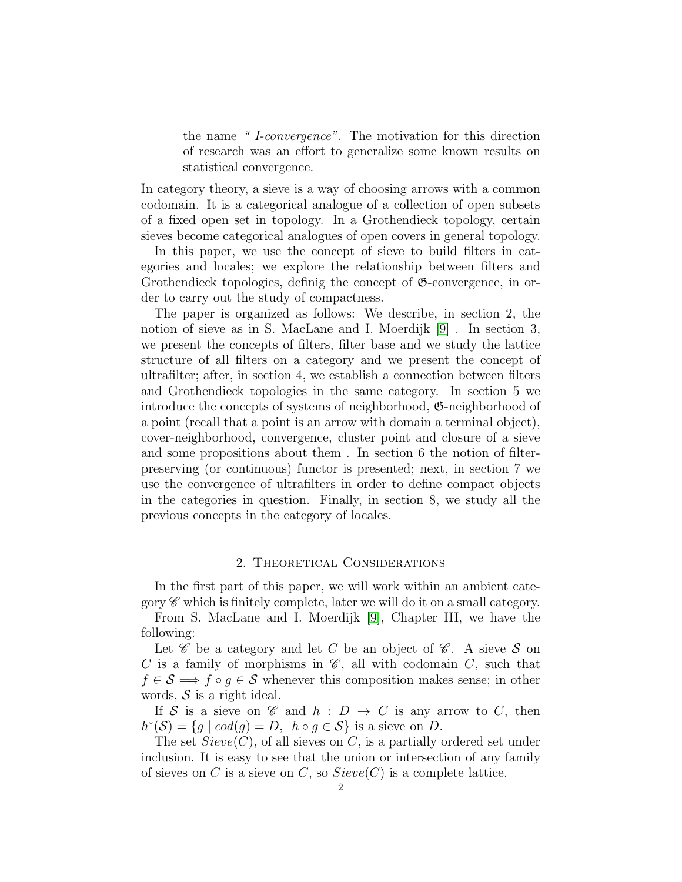the name *" I-convergence"*. The motivation for this direction of research was an effort to generalize some known results on statistical convergence.

In category theory, a sieve is a way of choosing arrows with a common codomain. It is a categorical analogue of a collection of open subsets of a fixed open set in topology. In a Grothendieck topology, certain sieves become categorical analogues of open covers in general topology.

In this paper, we use the concept of sieve to build filters in categories and locales; we explore the relationship between filters and Grothendieck topologies, definig the concept of $\mathfrak{G}$-convergence, in order to carry out the study of compactness.

The paper is organized as follows: We describe, in section 2, the notion of sieve as in S. MacLane and I. Moerdijk [9] . In section 3, we present the concepts of filters, filter base and we study the lattice structure of all filters on a category and we present the concept of ultrafilter; after, in section 4, we establish a connection between filters and Grothendieck topologies in the same category. In section 5 we introduce the concepts of systems of neighborhood, $\mathfrak{G}$-neighborhood of a point (recall that a point is an arrow with domain a terminal object), cover-neighborhood, convergence, cluster point and closure of a sieve and some propositions about them . In section 6 the notion of filter-preserving (or continuous) functor is presented; next, in section 7 we use the convergence of ultrafilters in order to define compact objects in the categories in question. Finally, in section 8, we study all the previous concepts in the category of locales.

## 2. Theoretical Considerations

In the first part of this paper, we will work within an ambient category $\mathscr{C}$ which is finitely complete, later we will do it on a small category.

From S. MacLane and I. Moerdijk [9], Chapter III, we have the following:

Let $\mathscr{C}$ be a category and let $C$ be an object of $\mathscr{C}$. A sieve $\mathcal{S}$ on $C$ is a family of morphisms in $\mathscr{C}$, all with codomain $C$, such that $f \in \mathcal{S} \Longrightarrow f \circ g \in \mathcal{S}$ whenever this composition makes sense; in other words, $\mathcal{S}$ is a right ideal.

If $\mathcal{S}$ is a sieve on $\mathscr{C}$ and $h : D \to C$ is any arrow to $C$, then $h^*(\mathcal{S}) = \{g \mid cod(g) = D, \ h \circ g \in \mathcal{S}\}$ is a sieve on $D$.

The set $Sieve(C)$, of all sieves on $C$, is a partially ordered set under inclusion. It is easy to see that the union or intersection of any family of sieves on $C$ is a sieve on $C$, so $Sieve(C)$ is a complete lattice.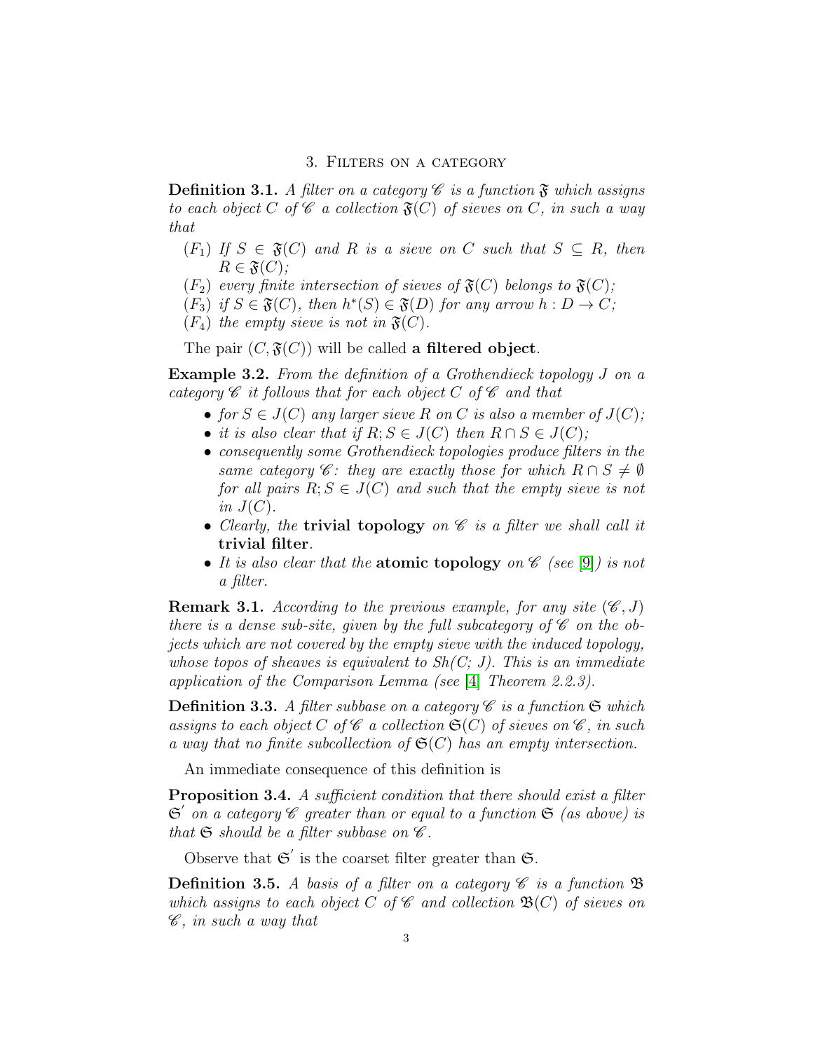## 3. Filters on a category

**Definition 3.1.** *A filter on a category $\mathscr{C}$ is a function $\mathfrak{F}$ which assigns to each object $C$ of $\mathscr{C}$ a collection $\mathfrak{F}(C)$ of sieves on $C$, in such a way that*

- $(F_1)$ *If $S \in \mathfrak{F}(C)$ and $R$ is a sieve on $C$ such that $S \subseteq R$, then $R \in \mathfrak{F}(C)$;*
- $(F_2)$ *every finite intersection of sieves of $\mathfrak{F}(C)$ belongs to $\mathfrak{F}(C)$;*
- $(F_3)$ *if $S \in \mathfrak{F}(C)$, then $h^*(S) \in \mathfrak{F}(D)$ for any arrow $h : D \to C$;*
- $(F_4)$ *the empty sieve is not in $\mathfrak{F}(C)$.*

The pair $(C, \mathfrak{F}(C))$ will be called **a filtered object**.

**Example 3.2.** *From the definition of a Grothendieck topology $J$ on a category $\mathscr{C}$ it follows that for each object $C$ of $\mathscr{C}$ and that*

- *for $S \in J(C)$ any larger sieve $R$ on $C$ is also a member of $J(C)$;*
- *it is also clear that if $R; S \in J(C)$ then $R \cap S \in J(C)$;*
- *consequently some Grothendieck topologies produce filters in the same category $\mathscr{C}$: they are exactly those for which $R \cap S \neq \emptyset$ for all pairs $R; S \in J(C)$ and such that the empty sieve is not in $J(C)$.*
- *Clearly, the* **trivial topology** *on $\mathscr{C}$ is a filter we shall call it* **trivial filter**.
- *It is also clear that the* **atomic topology** *on $\mathscr{C}$ (see [9]) is not a filter.*

**Remark 3.1.** *According to the previous example, for any site $(\mathscr{C}, J)$ there is a dense sub-site, given by the full subcategory of $\mathscr{C}$ on the objects which are not covered by the empty sieve with the induced topology, whose topos of sheaves is equivalent to Sh(C; J). This is an immediate application of the Comparison Lemma (see [4] Theorem 2.2.3).*

**Definition 3.3.** *A filter subbase on a category $\mathscr{C}$ is a function $\mathfrak{S}$ which assigns to each object $C$ of $\mathscr{C}$ a collection $\mathfrak{S}(C)$ of sieves on $\mathscr{C}$, in such a way that no finite subcollection of $\mathfrak{S}(C)$ has an empty intersection.*

An immediate consequence of this definition is

**Proposition 3.4.** *A sufficient condition that there should exist a filter $\mathfrak{S}'$ on a category $\mathscr{C}$ greater than or equal to a function $\mathfrak{S}$ (as above) is that $\mathfrak{S}$ should be a filter subbase on $\mathscr{C}$.*

Observe that $\mathfrak{S}'$ is the coarset filter greater than $\mathfrak{S}$.

**Definition 3.5.** *A basis of a filter on a category $\mathscr{C}$ is a function $\mathfrak{B}$ which assigns to each object $C$ of $\mathscr{C}$ and collection $\mathfrak{B}(C)$ of sieves on $\mathscr{C}$, in such a way that*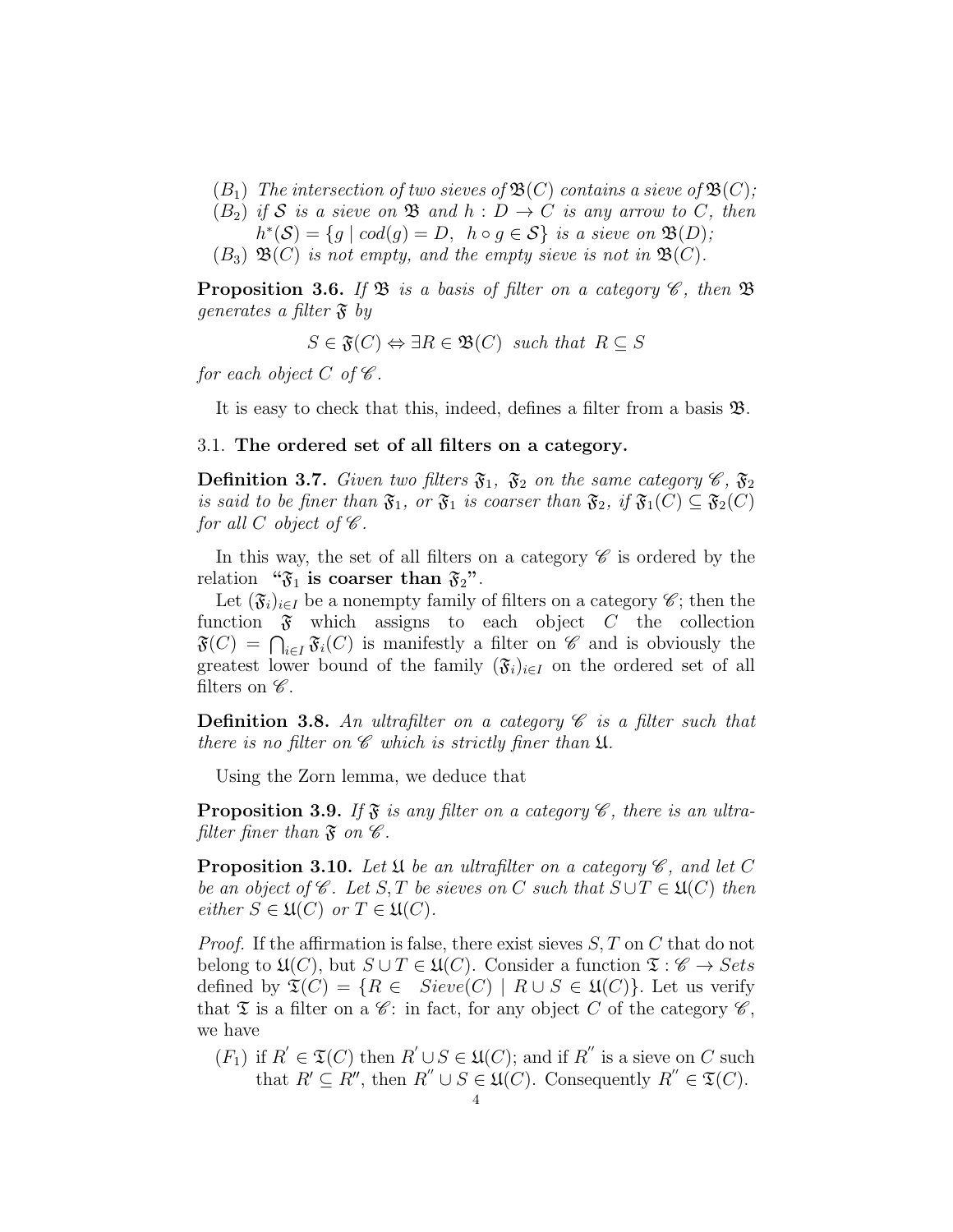- $(B_1)$ *The intersection of two sieves of* $\mathfrak{B}(C)$ *contains a sieve of* $\mathfrak{B}(C)$;
- $(B_2)$ *if* $\mathcal{S}$ *is a sieve on* $\mathfrak{B}$ *and* $h : D \to C$ *is any arrow to* $C$, *then* $h^*(\mathcal{S}) = \{g \mid cod(g) = D,\ h \circ g \in \mathcal{S}\}$ *is a sieve on* $\mathfrak{B}(D)$;
- $(B_3)$ $\mathfrak{B}(C)$ *is not empty, and the empty sieve is not in* $\mathfrak{B}(C)$.

**Proposition 3.6.** *If* $\mathfrak{B}$ *is a basis of filter on a category* $\mathscr{C}$, *then* $\mathfrak{B}$ *generates a filter* $\mathfrak{F}$ *by*

$$S \in \mathfrak{F}(C) \Leftrightarrow \exists R \in \mathfrak{B}(C) \text{ such that } R \subseteq S$$

*for each object* $C$ *of* $\mathscr{C}$.

It is easy to check that this, indeed, defines a filter from a basis $\mathfrak{B}$.

### 3.1. **The ordered set of all filters on a category.**

**Definition 3.7.** *Given two filters* $\mathfrak{F}_1$, $\mathfrak{F}_2$ *on the same category* $\mathscr{C}$, $\mathfrak{F}_2$ *is said to be finer than* $\mathfrak{F}_1$, *or* $\mathfrak{F}_1$ *is coarser than* $\mathfrak{F}_2$, *if* $\mathfrak{F}_1(C) \subseteq \mathfrak{F}_2(C)$ *for all* $C$ *object of* $\mathscr{C}$.

In this way, the set of all filters on a category $\mathscr{C}$ is ordered by the relation **"$\mathfrak{F}_1$ is coarser than $\mathfrak{F}_2$"**.

Let $(\mathfrak{F}_i)_{i\in I}$ be a nonempty family of filters on a category $\mathscr{C}$; then the function $\mathfrak{F}$ which assigns to each object $C$ the collection $\mathfrak{F}(C) = \bigcap_{i\in I} \mathfrak{F}_i(C)$ is manifestly a filter on $\mathscr{C}$ and is obviously the greatest lower bound of the family $(\mathfrak{F}_i)_{i\in I}$ on the ordered set of all filters on $\mathscr{C}$.

**Definition 3.8.** *An ultrafilter on a category* $\mathscr{C}$ *is a filter such that there is no filter on* $\mathscr{C}$ *which is strictly finer than* $\mathfrak{U}$.

Using the Zorn lemma, we deduce that

**Proposition 3.9.** *If* $\mathfrak{F}$ *is any filter on a category* $\mathscr{C}$, *there is an ultrafilter finer than* $\mathfrak{F}$ *on* $\mathscr{C}$.

**Proposition 3.10.** *Let* $\mathfrak{U}$ *be an ultrafilter on a category* $\mathscr{C}$, *and let* $C$ *be an object of* $\mathscr{C}$. *Let* $S, T$ *be sieves on* $C$ *such that* $S \cup T \in \mathfrak{U}(C)$ *then either* $S \in \mathfrak{U}(C)$ *or* $T \in \mathfrak{U}(C)$.

*Proof.* If the affirmation is false, there exist sieves $S, T$ on $C$ that do not belong to $\mathfrak{U}(C)$, but $S \cup T \in \mathfrak{U}(C)$. Consider a function $\mathfrak{T} : \mathscr{C} \to Sets$ defined by $\mathfrak{T}(C) = \{R \in Sieve(C) \mid R \cup S \in \mathfrak{U}(C)\}$. Let us verify that $\mathfrak{T}$ is a filter on a $\mathscr{C}$: in fact, for any object $C$ of the category $\mathscr{C}$, we have

- $(F_1)$ if $R' \in \mathfrak{T}(C)$ then $R' \cup S \in \mathfrak{U}(C)$; and if $R''$ is a sieve on $C$ such that $R' \subseteq R''$, then $R'' \cup S \in \mathfrak{U}(C)$. Consequently $R'' \in \mathfrak{T}(C)$.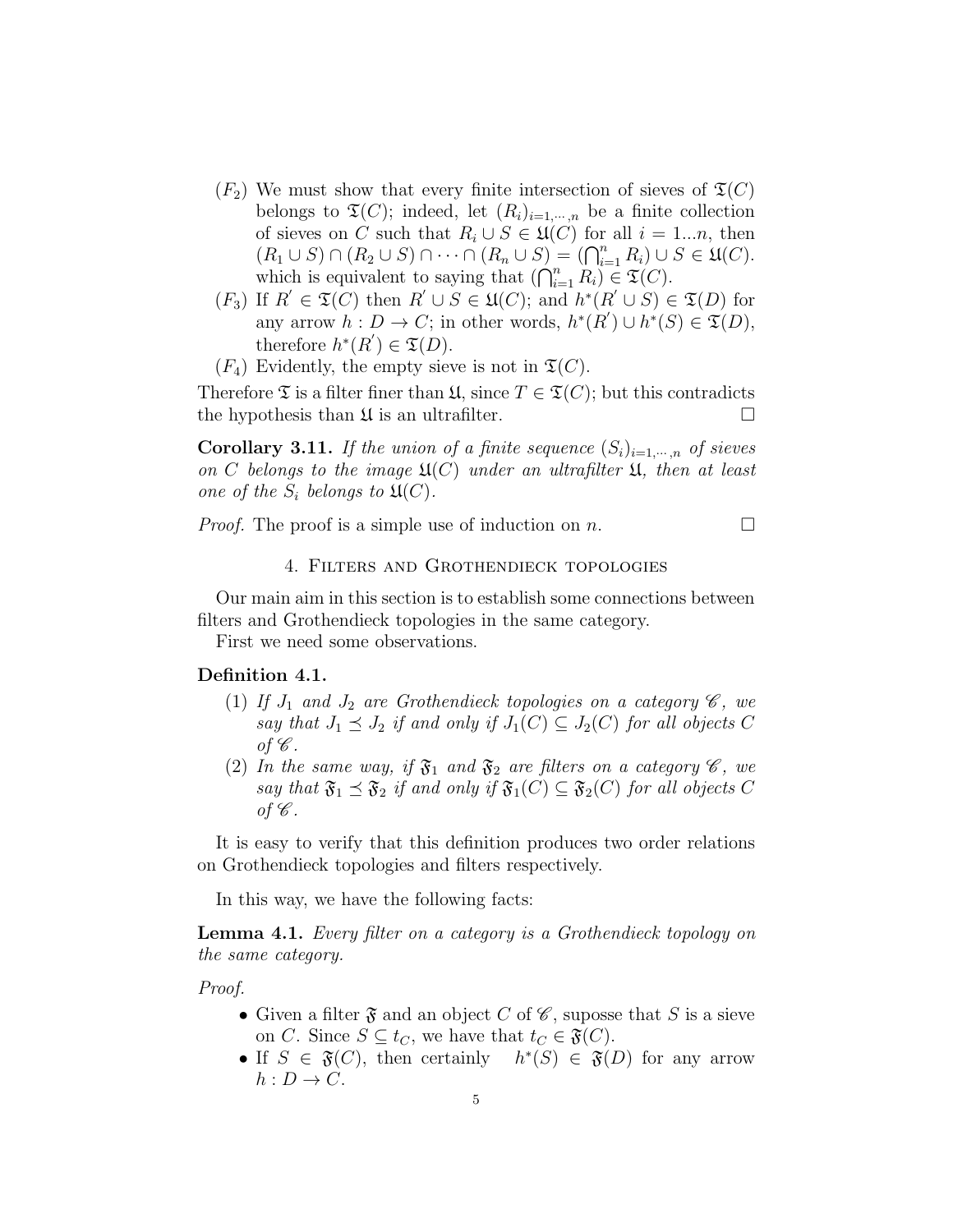- $(F_2)$ We must show that every finite intersection of sieves of $\mathfrak{T}(C)$ belongs to $\mathfrak{T}(C)$; indeed, let $(R_i)_{i=1,\cdots,n}$ be a finite collection of sieves on $C$ such that $R_i \cup S \in \mathfrak{U}(C)$ for all $i = 1...n$, then $(R_1 \cup S) \cap (R_2 \cup S) \cap \cdots \cap (R_n \cup S) = (\bigcap_{i=1}^{n} R_i) \cup S \in \mathfrak{U}(C)$. which is equivalent to saying that $(\bigcap_{i=1}^{n} R_i) \in \mathfrak{T}(C)$.
- $(F_3)$ If $R' \in \mathfrak{T}(C)$ then $R' \cup S \in \mathfrak{U}(C)$; and $h^*(R' \cup S) \in \mathfrak{T}(D)$ for any arrow $h : D \to C$; in other words, $h^*(R') \cup h^*(S) \in \mathfrak{T}(D)$, therefore $h^*(R') \in \mathfrak{T}(D)$.
- $(F_4)$ Evidently, the empty sieve is not in $\mathfrak{T}(C)$.

Therefore $\mathfrak{T}$ is a filter finer than $\mathfrak{U}$, since $T \in \mathfrak{T}(C)$; but this contradicts the hypothesis than $\mathfrak{U}$ is an ultrafilter. □

**Corollary 3.11.** *If the union of a finite sequence $(S_i)_{i=1,\cdots,n}$ of sieves on $C$ belongs to the image $\mathfrak{U}(C)$ under an ultrafilter $\mathfrak{U}$, then at least one of the $S_i$ belongs to $\mathfrak{U}(C)$.*

*Proof.* The proof is a simple use of induction on $n$. □

## 4. Filters and Grothendieck topologies

Our main aim in this section is to establish some connections between filters and Grothendieck topologies in the same category.

First we need some observations.

**Definition 4.1.**

1. *If $J_1$ and $J_2$ are Grothendieck topologies on a category $\mathscr{C}$, we say that $J_1 \preceq J_2$ if and only if $J_1(C) \subseteq J_2(C)$ for all objects $C$ of $\mathscr{C}$.*
2. *In the same way, if $\mathfrak{F}_1$ and $\mathfrak{F}_2$ are filters on a category $\mathscr{C}$, we say that $\mathfrak{F}_1 \preceq \mathfrak{F}_2$ if and only if $\mathfrak{F}_1(C) \subseteq \mathfrak{F}_2(C)$ for all objects $C$ of $\mathscr{C}$.*

It is easy to verify that this definition produces two order relations on Grothendieck topologies and filters respectively.

In this way, we have the following facts:

**Lemma 4.1.** *Every filter on a category is a Grothendieck topology on the same category.*

*Proof.*

- Given a filter $\mathfrak{F}$ and an object $C$ of $\mathscr{C}$, suposse that $S$ is a sieve on $C$. Since $S \subseteq t_C$, we have that $t_C \in \mathfrak{F}(C)$.
- If $S \in \mathfrak{F}(C)$, then certainly $h^*(S) \in \mathfrak{F}(D)$ for any arrow $h : D \to C$.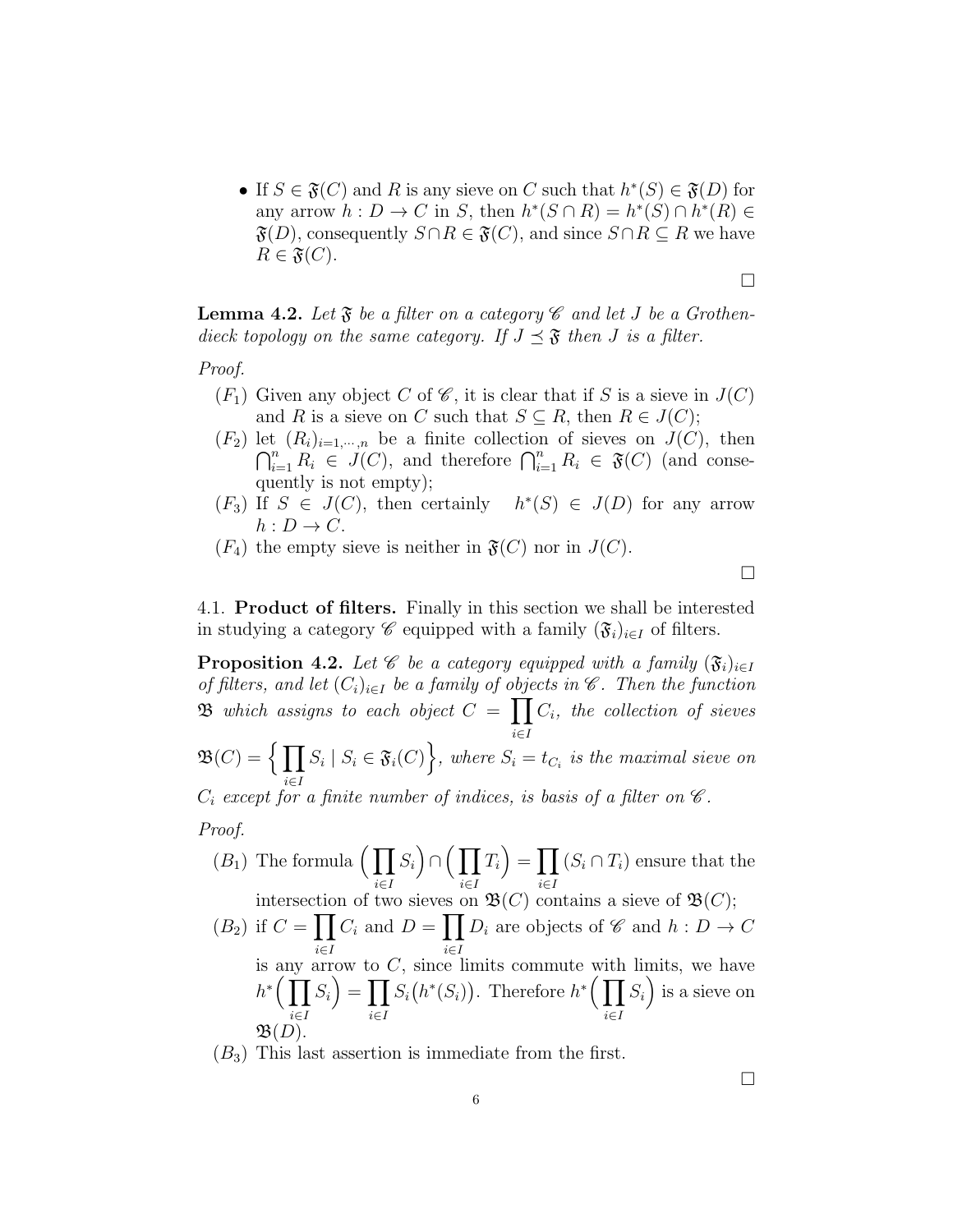- If $S \in \mathfrak{F}(C)$ and $R$ is any sieve on $C$ such that $h^*(S) \in \mathfrak{F}(D)$ for any arrow $h : D \to C$ in $S$, then $h^*(S \cap R) = h^*(S) \cap h^*(R) \in \mathfrak{F}(D)$, consequently $S \cap R \in \mathfrak{F}(C)$, and since $S \cap R \subseteq R$ we have $R \in \mathfrak{F}(C)$.

$\square$

**Lemma 4.2.** *Let $\mathfrak{F}$ be a filter on a category $\mathscr{C}$ and let $J$ be a Grothendieck topology on the same category. If $J \preceq \mathfrak{F}$ then $J$ is a filter.*

*Proof.*

$(F_1)$ Given any object $C$ of $\mathscr{C}$, it is clear that if $S$ is a sieve in $J(C)$ and $R$ is a sieve on $C$ such that $S \subseteq R$, then $R \in J(C)$;

$(F_2)$ let $(R_i)_{i=1,\cdots,n}$ be a finite collection of sieves on $J(C)$, then $\bigcap_{i=1}^n R_i \in J(C)$, and therefore $\bigcap_{i=1}^n R_i \in \mathfrak{F}(C)$ (and consequently is not empty);

$(F_3)$ If $S \in J(C)$, then certainly $h^*(S) \in J(D)$ for any arrow $h : D \to C$.

$(F_4)$ the empty sieve is neither in $\mathfrak{F}(C)$ nor in $J(C)$.

$\square$

4.1. **Product of filters.** Finally in this section we shall be interested in studying a category $\mathscr{C}$ equipped with a family $(\mathfrak{F}_i)_{i \in I}$ of filters.

**Proposition 4.2.** *Let $\mathscr{C}$ be a category equipped with a family $(\mathfrak{F}_i)_{i \in I}$ of filters, and let $(C_i)_{i \in I}$ be a family of objects in $\mathscr{C}$. Then the function $\mathfrak{B}$ which assigns to each object $C = \prod_{i \in I} C_i$, the collection of sieves $\mathfrak{B}(C) = \Big\{ \prod_{i \in I} S_i \mid S_i \in \mathfrak{F}_i(C) \Big\}$, where $S_i = t_{C_i}$ is the maximal sieve on $C_i$ except for a finite number of indices, is basis of a filter on $\mathscr{C}$.*

*Proof.*

$(B_1)$ The formula $\Big( \prod_{i \in I} S_i \Big) \cap \Big( \prod_{i \in I} T_i \Big) = \prod_{i \in I} (S_i \cap T_i)$ ensure that the intersection of two sieves on $\mathfrak{B}(C)$ contains a sieve of $\mathfrak{B}(C)$;

$(B_2)$ if $C = \prod_{i \in I} C_i$ and $D = \prod_{i \in I} D_i$ are objects of $\mathscr{C}$ and $h : D \to C$ is any arrow to $C$, since limits commute with limits, we have $h^*\Big( \prod_{i \in I} S_i \Big) = \prod_{i \in I} S_i\big(h^*(S_i)\big)$. Therefore $h^*\Big( \prod_{i \in I} S_i \Big)$ is a sieve on $\mathfrak{B}(D)$.

$(B_3)$ This last assertion is immediate from the first.

$\square$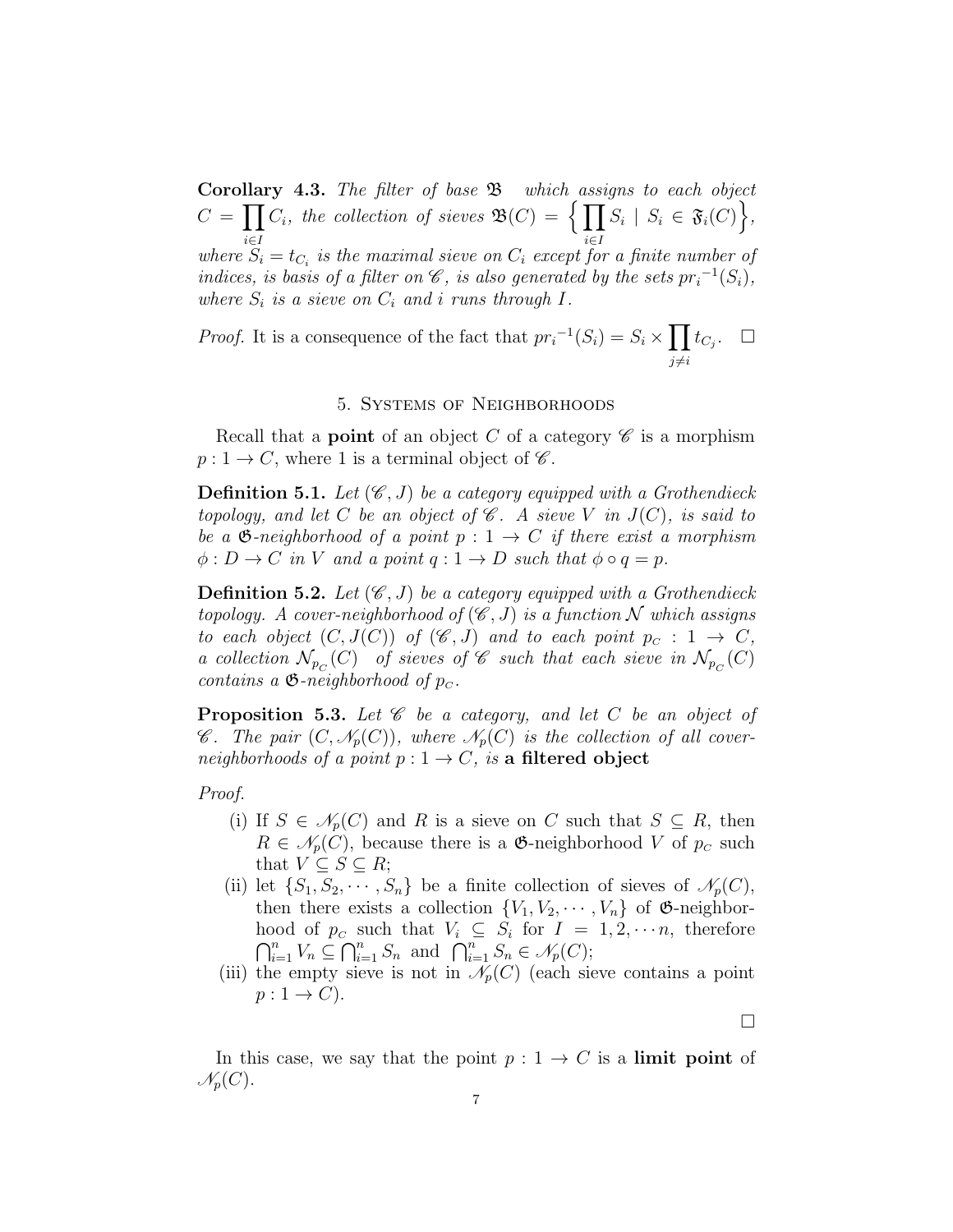**Corollary 4.3.** *The filter of base $\mathfrak{B}$ which assigns to each object $C = \prod_{i \in I} C_i$, the collection of sieves $\mathfrak{B}(C) = \left\{ \prod_{i \in I} S_i \mid S_i \in \mathfrak{F}_i(C) \right\}$, where $S_i = t_{C_i}$ is the maximal sieve on $C_i$ except for a finite number of indices, is basis of a filter on $\mathscr{C}$, is also generated by the sets ${pr_i}^{-1}(S_i)$, where $S_i$ is a sieve on $C_i$ and $i$ runs through $I$.*

*Proof.* It is a consequence of the fact that ${pr_i}^{-1}(S_i) = S_i \times \prod_{j \neq i} t_{C_j}$. $\square$

## 5. Systems of Neighborhoods

Recall that a **point** of an object $C$ of a category $\mathscr{C}$ is a morphism $p : 1 \to C$, where 1 is a terminal object of $\mathscr{C}$.

**Definition 5.1.** *Let $(\mathscr{C}, J)$ be a category equipped with a Grothendieck topology, and let $C$ be an object of $\mathscr{C}$. A sieve $V$ in $J(C)$, is said to be a $\mathfrak{G}$-neighborhood of a point $p : 1 \to C$ if there exist a morphism $\phi : D \to C$ in $V$ and a point $q : 1 \to D$ such that $\phi \circ q = p$.*

**Definition 5.2.** *Let $(\mathscr{C}, J)$ be a category equipped with a Grothendieck topology. A cover-neighborhood of $(\mathscr{C}, J)$ is a function $\mathcal{N}$ which assigns to each object $(C, J(C))$ of $(\mathscr{C}, J)$ and to each point $p_C : 1 \to C$, a collection $\mathcal{N}_{p_C}(C)$ of sieves of $\mathscr{C}$ such that each sieve in $\mathcal{N}_{p_C}(C)$ contains a $\mathfrak{G}$-neighborhood of $p_C$.*

**Proposition 5.3.** *Let $\mathscr{C}$ be a category, and let $C$ be an object of $\mathscr{C}$. The pair $(C, \mathscr{N}_p(C))$, where $\mathscr{N}_p(C)$ is the collection of all cover-neighborhoods of a point $p : 1 \to C$, is* **a filtered object**

*Proof.*

(i) If $S \in \mathscr{N}_p(C)$ and $R$ is a sieve on $C$ such that $S \subseteq R$, then $R \in \mathscr{N}_p(C)$, because there is a $\mathfrak{G}$-neighborhood $V$ of $p_C$ such that $V \subseteq S \subseteq R$;

(ii) let $\{S_1, S_2, \cdots, S_n\}$ be a finite collection of sieves of $\mathscr{N}_p(C)$, then there exists a collection $\{V_1, V_2, \cdots, V_n\}$ of $\mathfrak{G}$-neighborhood of $p_C$ such that $V_i \subseteq S_i$ for $I = 1, 2, \cdots n$, therefore $\bigcap_{i=1}^n V_n \subseteq \bigcap_{i=1}^n S_n$ and $\bigcap_{i=1}^n S_n \in \mathscr{N}_p(C)$;

(iii) the empty sieve is not in $\mathscr{N}_p(C)$ (each sieve contains a point $p : 1 \to C$).

$\square$

In this case, we say that the point $p : 1 \to C$ is a **limit point** of $\mathscr{N}_p(C)$.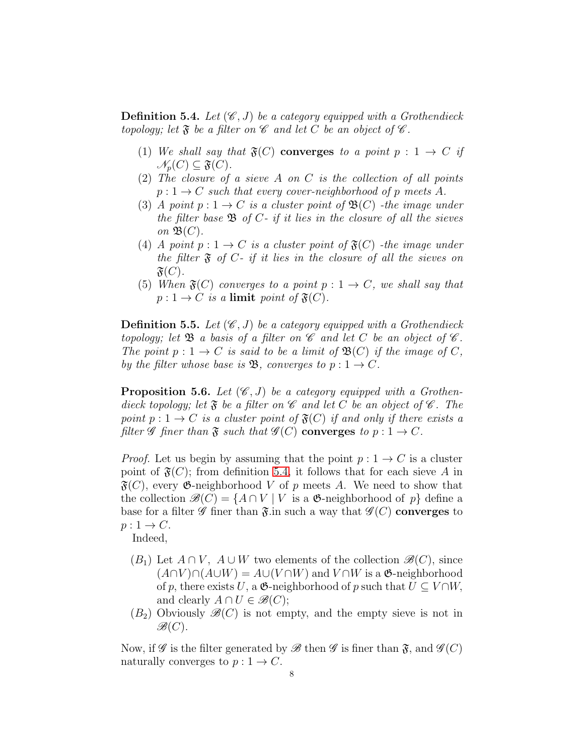**Definition 5.4.** *Let $(\mathscr{C}, J)$ be a category equipped with a Grothendieck topology; let $\mathfrak{F}$ be a filter on $\mathscr{C}$ and let $C$ be an object of $\mathscr{C}$.*

1. *We shall say that $\mathfrak{F}(C)$* **converges** *to a point $p : 1 \to C$ if $\mathscr{N}_p(C) \subseteq \mathfrak{F}(C)$.*
2. *The closure of a sieve $A$ on $C$ is the collection of all points $p : 1 \to C$ such that every cover-neighborhood of $p$ meets $A$.*
3. *A point $p : 1 \to C$ is a cluster point of $\mathfrak{B}(C)$ -the image under the filter base $\mathfrak{B}$ of $C$- if it lies in the closure of all the sieves on $\mathfrak{B}(C)$.*
4. *A point $p : 1 \to C$ is a cluster point of $\mathfrak{F}(C)$ -the image under the filter $\mathfrak{F}$ of $C$- if it lies in the closure of all the sieves on $\mathfrak{F}(C)$.*
5. *When $\mathfrak{F}(C)$ converges to a point $p : 1 \to C$, we shall say that $p : 1 \to C$ is a* **limit** *point of $\mathfrak{F}(C)$.*

**Definition 5.5.** *Let $(\mathscr{C}, J)$ be a category equipped with a Grothendieck topology; let $\mathfrak{B}$ a basis of a filter on $\mathscr{C}$ and let $C$ be an object of $\mathscr{C}$. The point $p : 1 \to C$ is said to be a limit of $\mathfrak{B}(C)$ if the image of $C$, by the filter whose base is $\mathfrak{B}$, converges to $p : 1 \to C$.*

**Proposition 5.6.** *Let $(\mathscr{C}, J)$ be a category equipped with a Grothendieck topology; let $\mathfrak{F}$ be a filter on $\mathscr{C}$ and let $C$ be an object of $\mathscr{C}$. The point $p : 1 \to C$ is a cluster point of $\mathfrak{F}(C)$ if and only if there exists a filter $\mathscr{G}$ finer than $\mathfrak{F}$ such that $\mathscr{G}(C)$* **converges** *to $p : 1 \to C$.*

*Proof.* Let us begin by assuming that the point $p : 1 \to C$ is a cluster point of $\mathfrak{F}(C)$; from definition 5.4, it follows that for each sieve $A$ in $\mathfrak{F}(C)$, every $\mathfrak{G}$-neighborhood $V$ of $p$ meets $A$. We need to show that the collection $\mathscr{B}(C) = \{A \cap V \mid V \text{ is a } \mathfrak{G}\text{-neighborhood of } p\}$ define a base for a filter $\mathscr{G}$ finer than $\mathfrak{F}$.in such a way that $\mathscr{G}(C)$ **converges** to $p : 1 \to C$.

Indeed,

- $(B_1)$ Let $A \cap V,\ A \cup W$ two elements of the collection $\mathscr{B}(C)$, since $(A \cap V) \cap (A \cup W) = A \cup (V \cap W)$ and $V \cap W$ is a $\mathfrak{G}$-neighborhood of $p$, there exists $U$, a $\mathfrak{G}$-neighborhood of $p$ such that $U \subseteq V \cap W$, and clearly $A \cap U \in \mathscr{B}(C)$;
- $(B_2)$ Obviously $\mathscr{B}(C)$ is not empty, and the empty sieve is not in $\mathscr{B}(C)$.

Now, if $\mathscr{G}$ is the filter generated by $\mathscr{B}$ then $\mathscr{G}$ is finer than $\mathfrak{F}$, and $\mathscr{G}(C)$ naturally converges to $p : 1 \to C$.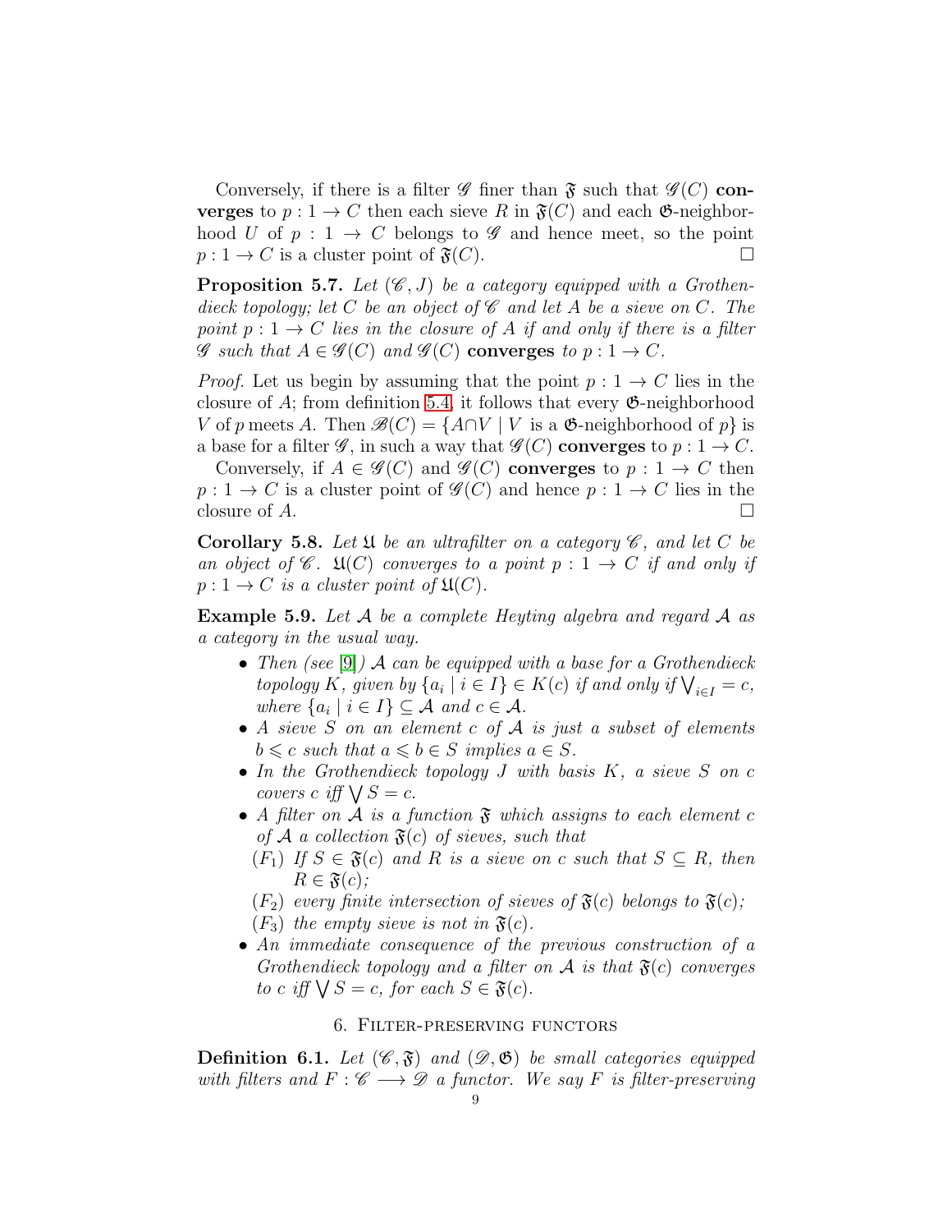Conversely, if there is a filter $\mathscr{G}$ finer than $\mathfrak{F}$ such that $\mathscr{G}(C)$ **converges** to $p : 1 \to C$ then each sieve $R$ in $\mathfrak{F}(C)$ and each $\mathfrak{G}$-neighborhood $U$ of $p : 1 \to C$ belongs to $\mathscr{G}$ and hence meet, so the point $p : 1 \to C$ is a cluster point of $\mathfrak{F}(C)$. □

**Proposition 5.7.** *Let $(\mathscr{C}, J)$ be a category equipped with a Grothendieck topology; let $C$ be an object of $\mathscr{C}$ and let $A$ be a sieve on $C$. The point $p : 1 \to C$ lies in the closure of $A$ if and only if there is a filter $\mathscr{G}$ such that $A \in \mathscr{G}(C)$ and $\mathscr{G}(C)$* **converges** *to $p : 1 \to C$.*

*Proof.* Let us begin by assuming that the point $p : 1 \to C$ lies in the closure of $A$; from definition 5.4, it follows that every $\mathfrak{G}$-neighborhood $V$ of $p$ meets $A$. Then $\mathscr{B}(C) = \{A \cap V \mid V \text{ is a } \mathfrak{G}\text{-neighborhood of } p\}$ is a base for a filter $\mathscr{G}$, in such a way that $\mathscr{G}(C)$ **converges** to $p : 1 \to C$.

Conversely, if $A \in \mathscr{G}(C)$ and $\mathscr{G}(C)$ **converges** to $p : 1 \to C$ then $p : 1 \to C$ is a cluster point of $\mathscr{G}(C)$ and hence $p : 1 \to C$ lies in the closure of $A$. □

**Corollary 5.8.** *Let $\mathfrak{U}$ be an ultrafilter on a category $\mathscr{C}$, and let $C$ be an object of $\mathscr{C}$. $\mathfrak{U}(C)$ converges to a point $p : 1 \to C$ if and only if $p : 1 \to C$ is a cluster point of $\mathfrak{U}(C)$.*

**Example 5.9.** *Let $\mathcal{A}$ be a complete Heyting algebra and regard $\mathcal{A}$ as a category in the usual way.*

- *Then (see [9]) $\mathcal{A}$ can be equipped with a base for a Grothendieck topology $K$, given by $\{a_i \mid i \in I\} \in K(c)$ if and only if $\bigvee_{i \in I} = c$, where $\{a_i \mid i \in I\} \subseteq \mathcal{A}$ and $c \in \mathcal{A}$.*
- *A sieve $S$ on an element $c$ of $\mathcal{A}$ is just a subset of elements $b \leqslant c$ such that $a \leqslant b \in S$ implies $a \in S$.*
- *In the Grothendieck topology $J$ with basis $K$, a sieve $S$ on $c$ covers $c$ iff $\bigvee S = c$.*
- *A filter on $\mathcal{A}$ is a function $\mathfrak{F}$ which assigns to each element $c$ of $\mathcal{A}$ a collection $\mathfrak{F}(c)$ of sieves, such that*
  - *$(F_1)$ If $S \in \mathfrak{F}(c)$ and $R$ is a sieve on $c$ such that $S \subseteq R$, then $R \in \mathfrak{F}(c)$;*
  - *$(F_2)$ every finite intersection of sieves of $\mathfrak{F}(c)$ belongs to $\mathfrak{F}(c)$;*
  - *$(F_3)$ the empty sieve is not in $\mathfrak{F}(c)$.*
- *An immediate consequence of the previous construction of a Grothendieck topology and a filter on $\mathcal{A}$ is that $\mathfrak{F}(c)$ converges to $c$ iff $\bigvee S = c$, for each $S \in \mathfrak{F}(c)$.*

## 6. Filter-preserving functors

**Definition 6.1.** *Let $(\mathscr{C}, \mathfrak{F})$ and $(\mathscr{D}, \mathfrak{G})$ be small categories equipped with filters and $F : \mathscr{C} \longrightarrow \mathscr{D}$ a functor. We say $F$ is filter-preserving*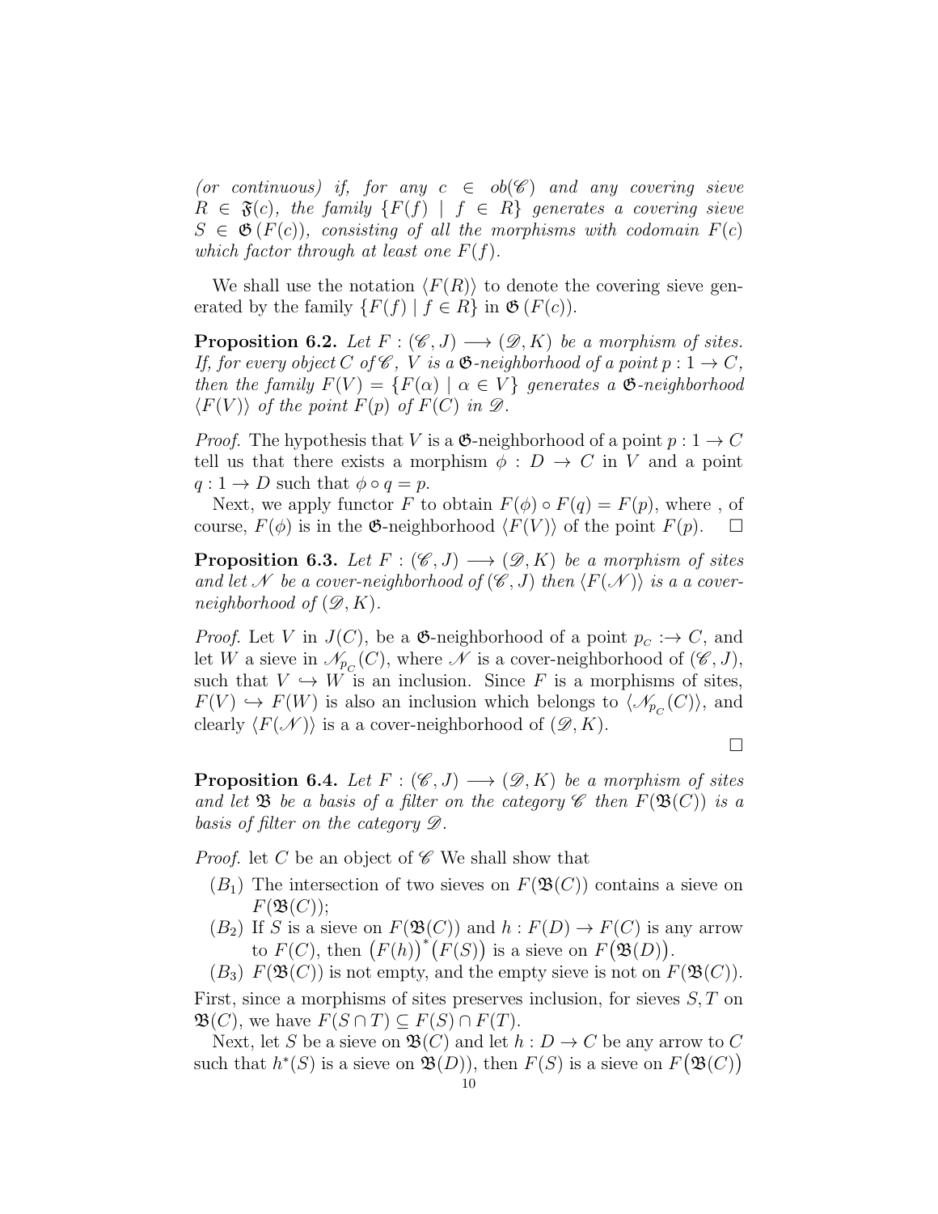*(or continuous) if, for any $c \in ob(\mathscr{C})$ and any covering sieve $R \in \mathfrak{F}(c)$, the family $\{F(f) \mid f \in R\}$ generates a covering sieve $S \in \mathfrak{G}(F(c))$, consisting of all the morphisms with codomain $F(c)$ which factor through at least one $F(f)$.*

We shall use the notation $\langle F(R)\rangle$ to denote the covering sieve generated by the family $\{F(f) \mid f \in R\}$ in $\mathfrak{G}(F(c))$.

**Proposition 6.2.** *Let $F : (\mathscr{C}, J) \longrightarrow (\mathscr{D}, K)$ be a morphism of sites. If, for every object $C$ of $\mathscr{C}$, $V$ is a $\mathfrak{G}$-neighborhood of a point $p : 1 \to C$, then the family $F(V) = \{F(\alpha) \mid \alpha \in V\}$ generates a $\mathfrak{G}$-neighborhood $\langle F(V)\rangle$ of the point $F(p)$ of $F(C)$ in $\mathscr{D}$.*

*Proof.* The hypothesis that $V$ is a $\mathfrak{G}$-neighborhood of a point $p : 1 \to C$ tell us that there exists a morphism $\phi : D \to C$ in $V$ and a point $q : 1 \to D$ such that $\phi \circ q = p$.

Next, we apply functor $F$ to obtain $F(\phi) \circ F(q) = F(p)$, where , of course, $F(\phi)$ is in the $\mathfrak{G}$-neighborhood $\langle F(V)\rangle$ of the point $F(p)$. $\square$

**Proposition 6.3.** *Let $F : (\mathscr{C}, J) \longrightarrow (\mathscr{D}, K)$ be a morphism of sites and let $\mathscr{N}$ be a cover-neighborhood of $(\mathscr{C}, J)$ then $\langle F(\mathscr{N})\rangle$ is a a cover-neighborhood of $(\mathscr{D}, K)$.*

*Proof.* Let $V$ in $J(C)$, be a $\mathfrak{G}$-neighborhood of a point $p_C :\to C$, and let $W$ a sieve in $\mathscr{N}_{p_C}(C)$, where $\mathscr{N}$ is a cover-neighborhood of $(\mathscr{C}, J)$, such that $V \hookrightarrow W$ is an inclusion. Since $F$ is a morphisms of sites, $F(V) \hookrightarrow F(W)$ is also an inclusion which belongs to $\langle \mathscr{N}_{p_C}(C)\rangle$, and clearly $\langle F(\mathscr{N})\rangle$ is a a cover-neighborhood of $(\mathscr{D}, K)$.

$\square$

**Proposition 6.4.** *Let $F : (\mathscr{C}, J) \longrightarrow (\mathscr{D}, K)$ be a morphism of sites and let $\mathfrak{B}$ be a basis of a filter on the category $\mathscr{C}$ then $F(\mathfrak{B}(C))$ is a basis of filter on the category $\mathscr{D}$.*

*Proof.* let $C$ be an object of $\mathscr{C}$ We shall show that

- $(B_1)$ The intersection of two sieves on $F(\mathfrak{B}(C))$ contains a sieve on $F(\mathfrak{B}(C))$;
- $(B_2)$ If $S$ is a sieve on $F(\mathfrak{B}(C))$ and $h : F(D) \to F(C)$ is any arrow to $F(C)$, then $\big(F(h)\big)^*\big(F(S)\big)$ is a sieve on $F\big(\mathfrak{B}(D)\big)$.
- $(B_3)$ $F(\mathfrak{B}(C))$ is not empty, and the empty sieve is not on $F(\mathfrak{B}(C))$.

First, since a morphisms of sites preserves inclusion, for sieves $S, T$ on $\mathfrak{B}(C)$, we have $F(S \cap T) \subseteq F(S) \cap F(T)$.

Next, let $S$ be a sieve on $\mathfrak{B}(C)$ and let $h : D \to C$ be any arrow to $C$ such that $h^*(S)$ is a sieve on $\mathfrak{B}(D)$), then $F(S)$ is a sieve on $F\big(\mathfrak{B}(C)\big)$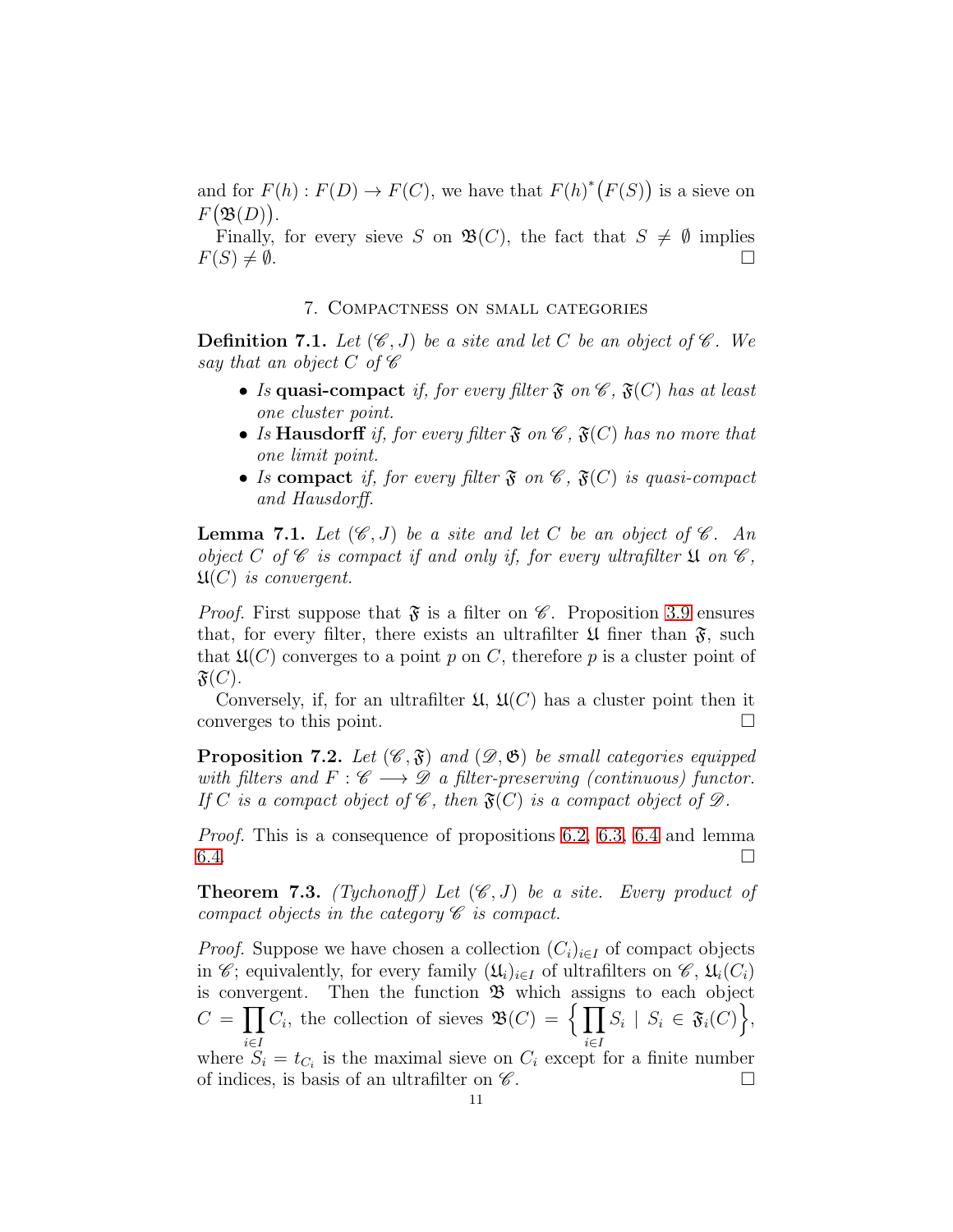and for $F(h) : F(D) \to F(C)$, we have that $F(h)^*\big(F(S)\big)$ is a sieve on $F\big(\mathfrak{B}(D)\big)$.

Finally, for every sieve $S$ on $\mathfrak{B}(C)$, the fact that $S \neq \emptyset$ implies $F(S) \neq \emptyset$. $\square$

## 7. Compactness on small categories

**Definition 7.1.** *Let $(\mathscr{C}, J)$ be a site and let $C$ be an object of $\mathscr{C}$. We say that an object $C$ of $\mathscr{C}$*

- *Is* **quasi-compact** *if, for every filter $\mathfrak{F}$ on $\mathscr{C}$, $\mathfrak{F}(C)$ has at least one cluster point.*
- *Is* **Hausdorff** *if, for every filter $\mathfrak{F}$ on $\mathscr{C}$, $\mathfrak{F}(C)$ has no more that one limit point.*
- *Is* **compact** *if, for every filter $\mathfrak{F}$ on $\mathscr{C}$, $\mathfrak{F}(C)$ is quasi-compact and Hausdorff.*

**Lemma 7.1.** *Let $(\mathscr{C}, J)$ be a site and let $C$ be an object of $\mathscr{C}$. An object $C$ of $\mathscr{C}$ is compact if and only if, for every ultrafilter $\mathfrak{U}$ on $\mathscr{C}$, $\mathfrak{U}(C)$ is convergent.*

*Proof.* First suppose that $\mathfrak{F}$ is a filter on $\mathscr{C}$. Proposition 3.9 ensures that, for every filter, there exists an ultrafilter $\mathfrak{U}$ finer than $\mathfrak{F}$, such that $\mathfrak{U}(C)$ converges to a point $p$ on $C$, therefore $p$ is a cluster point of $\mathfrak{F}(C)$.

Conversely, if, for an ultrafilter $\mathfrak{U}$, $\mathfrak{U}(C)$ has a cluster point then it converges to this point. $\square$

**Proposition 7.2.** *Let $(\mathscr{C}, \mathfrak{F})$ and $(\mathscr{D}, \mathfrak{G})$ be small categories equipped with filters and $F : \mathscr{C} \longrightarrow \mathscr{D}$ a filter-preserving (continuous) functor. If $C$ is a compact object of $\mathscr{C}$, then $\mathfrak{F}(C)$ is a compact object of $\mathscr{D}$.*

*Proof.* This is a consequence of propositions 6.2, 6.3, 6.4 and lemma 6.4. $\square$

**Theorem 7.3.** *(Tychonoff) Let $(\mathscr{C}, J)$ be a site. Every product of compact objects in the category $\mathscr{C}$ is compact.*

*Proof.* Suppose we have chosen a collection $(C_i)_{i\in I}$ of compact objects in $\mathscr{C}$; equivalently, for every family $(\mathfrak{U}_i)_{i\in I}$ of ultrafilters on $\mathscr{C}$, $\mathfrak{U}_i(C_i)$ is convergent. Then the function $\mathfrak{B}$ which assigns to each object $C = \prod_{i\in I} C_i$, the collection of sieves $\mathfrak{B}(C) = \Big\{ \prod_{i\in I} S_i \mid S_i \in \mathfrak{F}_i(C) \Big\}$, where $S_i = t_{C_i}$ is the maximal sieve on $C_i$ except for a finite number of indices, is basis of an ultrafilter on $\mathscr{C}$. $\square$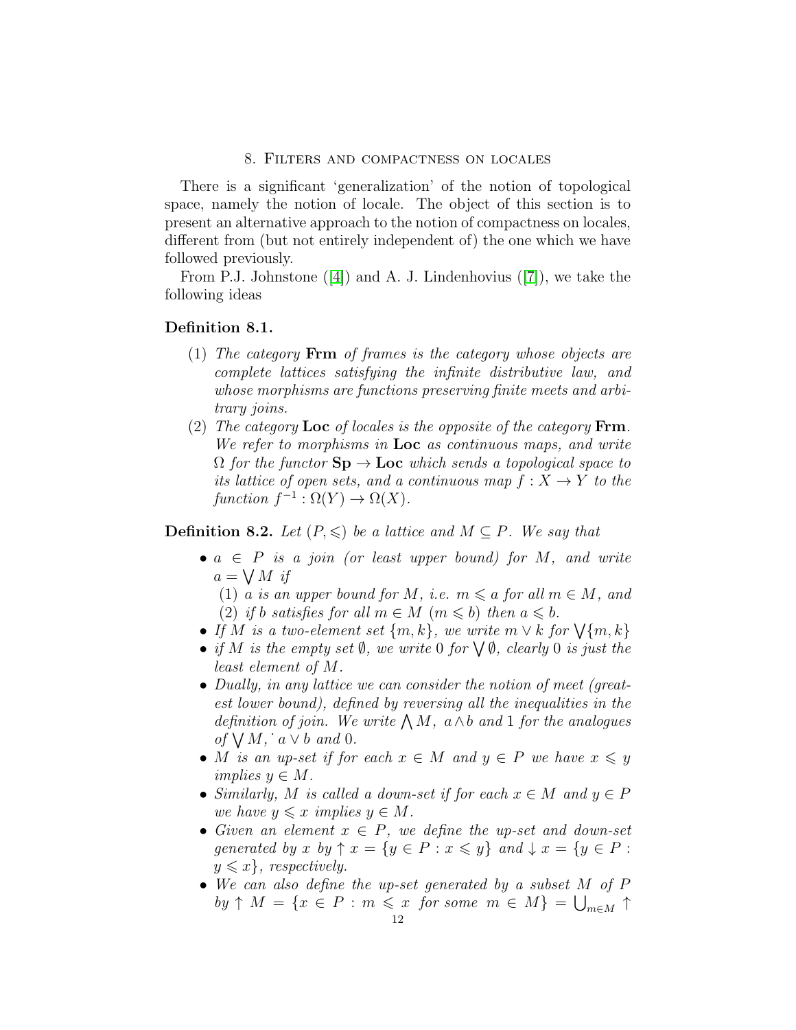## 8. Filters and compactness on locales

There is a significant 'generalization' of the notion of topological space, namely the notion of locale. The object of this section is to present an alternative approach to the notion of compactness on locales, different from (but not entirely independent of) the one which we have followed previously.

From P.J. Johnstone ([4]) and A. J. Lindenhovius ([7]), we take the following ideas

**Definition 8.1.**

(1) *The category* **Frm** *of frames is the category whose objects are complete lattices satisfying the infinite distributive law, and whose morphisms are functions preserving finite meets and arbitrary joins.*

(2) *The category* **Loc** *of locales is the opposite of the category* **Frm**. *We refer to morphisms in* **Loc** *as continuous maps, and write* $\Omega$ *for the functor* $\mathbf{Sp} \to \mathbf{Loc}$ *which sends a topological space to its lattice of open sets, and a continuous map* $f : X \to Y$ *to the function* $f^{-1} : \Omega(Y) \to \Omega(X)$.

**Definition 8.2.** *Let* $(P, \leqslant)$ *be a lattice and* $M \subseteq P$. *We say that*

- $a \in P$ *is a join (or least upper bound) for* $M$, *and write* $a = \bigvee M$ *if*
  (1) $a$ *is an upper bound for* $M$, *i.e.* $m \leqslant a$ *for all* $m \in M$, *and*
  (2) *if* $b$ *satisfies for all* $m \in M$ $(m \leqslant b)$ *then* $a \leqslant b$.
- *If* $M$ *is a two-element set* $\{m, k\}$, *we write* $m \vee k$ *for* $\bigvee\{m, k\}$
- *if* $M$ *is the empty set* $\emptyset$, *we write* $0$ *for* $\bigvee \emptyset$, *clearly* $0$ *is just the least element of* $M$.
- *Dually, in any lattice we can consider the notion of meet (greatest lower bound), defined by reversing all the inequalities in the definition of join. We write* $\bigwedge M$, $a \wedge b$ *and* $1$ *for the analogues of* $\bigvee M$, $a \vee b$ *and* $0$.
- $M$ *is an up-set if for each* $x \in M$ *and* $y \in P$ *we have* $x \leqslant y$ *implies* $y \in M$.
- *Similarly,* $M$ *is called a down-set if for each* $x \in M$ *and* $y \in P$ *we have* $y \leqslant x$ *implies* $y \in M$.
- *Given an element* $x \in P$, *we define the up-set and down-set generated by* $x$ *by* $\uparrow x = \{y \in P : x \leqslant y\}$ *and* $\downarrow x = \{y \in P : y \leqslant x\}$, *respectively.*
- *We can also define the up-set generated by a subset* $M$ *of* $P$ *by* $\uparrow M = \{x \in P : m \leqslant x \text{ for some } m \in M\} = \bigcup_{m \in M} \uparrow$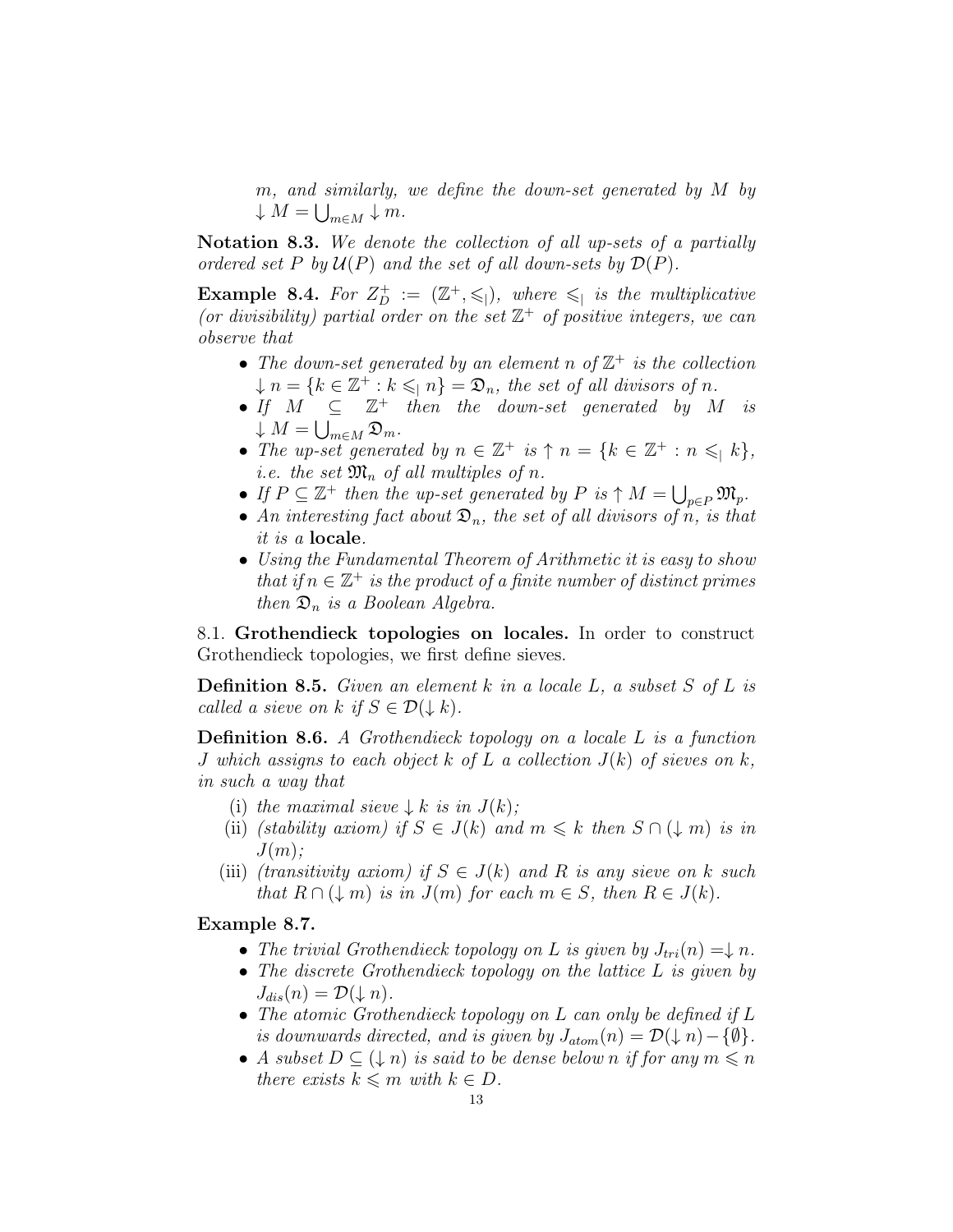*m, and similarly, we define the down-set generated by $M$ by $\downarrow M = \bigcup_{m \in M} \downarrow m$.*

**Notation 8.3.** *We denote the collection of all up-sets of a partially ordered set $P$ by $\mathcal{U}(P)$ and the set of all down-sets by $\mathcal{D}(P)$.*

**Example 8.4.** *For $Z_D^+ := (\mathbb{Z}^+, \leqslant_|)$, where $\leqslant_|$ is the multiplicative (or divisibility) partial order on the set $\mathbb{Z}^+$ of positive integers, we can observe that*

- *The down-set generated by an element $n$ of $\mathbb{Z}^+$ is the collection $\downarrow n = \{k \in \mathbb{Z}^+ : k \leqslant_| n\} = \mathfrak{D}_n$, the set of all divisors of $n$.*
- *If $M \subseteq \mathbb{Z}^+$ then the down-set generated by $M$ is $\downarrow M = \bigcup_{m \in M} \mathfrak{D}_m$.*
- *The up-set generated by $n \in \mathbb{Z}^+$ is $\uparrow n = \{k \in \mathbb{Z}^+ : n \leqslant_| k\}$, i.e. the set $\mathfrak{M}_n$ of all multiples of $n$.*
- *If $P \subseteq \mathbb{Z}^+$ then the up-set generated by $P$ is $\uparrow M = \bigcup_{p \in P} \mathfrak{M}_p$.*
- *An interesting fact about $\mathfrak{D}_n$, the set of all divisors of $n$, is that it is a* **locale**.
- *Using the Fundamental Theorem of Arithmetic it is easy to show that if $n \in \mathbb{Z}^+$ is the product of a finite number of distinct primes then $\mathfrak{D}_n$ is a Boolean Algebra.*

8.1. **Grothendieck topologies on locales.** In order to construct Grothendieck topologies, we first define sieves.

**Definition 8.5.** *Given an element $k$ in a locale $L$, a subset $S$ of $L$ is called a sieve on $k$ if $S \in \mathcal{D}(\downarrow k)$.*

**Definition 8.6.** *A Grothendieck topology on a locale $L$ is a function $J$ which assigns to each object $k$ of $L$ a collection $J(k)$ of sieves on $k$, in such a way that*

- (i) *the maximal sieve $\downarrow k$ is in $J(k)$;*
- (ii) *(stability axiom) if $S \in J(k)$ and $m \leqslant k$ then $S \cap (\downarrow m)$ is in $J(m)$;*
- (iii) *(transitivity axiom) if $S \in J(k)$ and $R$ is any sieve on $k$ such that $R \cap (\downarrow m)$ is in $J(m)$ for each $m \in S$, then $R \in J(k)$.*

**Example 8.7.**

- *The trivial Grothendieck topology on $L$ is given by $J_{tri}(n) = \downarrow n$.*
- *The discrete Grothendieck topology on the lattice $L$ is given by $J_{dis}(n) = \mathcal{D}(\downarrow n)$.*
- *The atomic Grothendieck topology on $L$ can only be defined if $L$ is downwards directed, and is given by $J_{atom}(n) = \mathcal{D}(\downarrow n) - \{\emptyset\}$.*
- *A subset $D \subseteq (\downarrow n)$ is said to be dense below $n$ if for any $m \leqslant n$ there exists $k \leqslant m$ with $k \in D$.*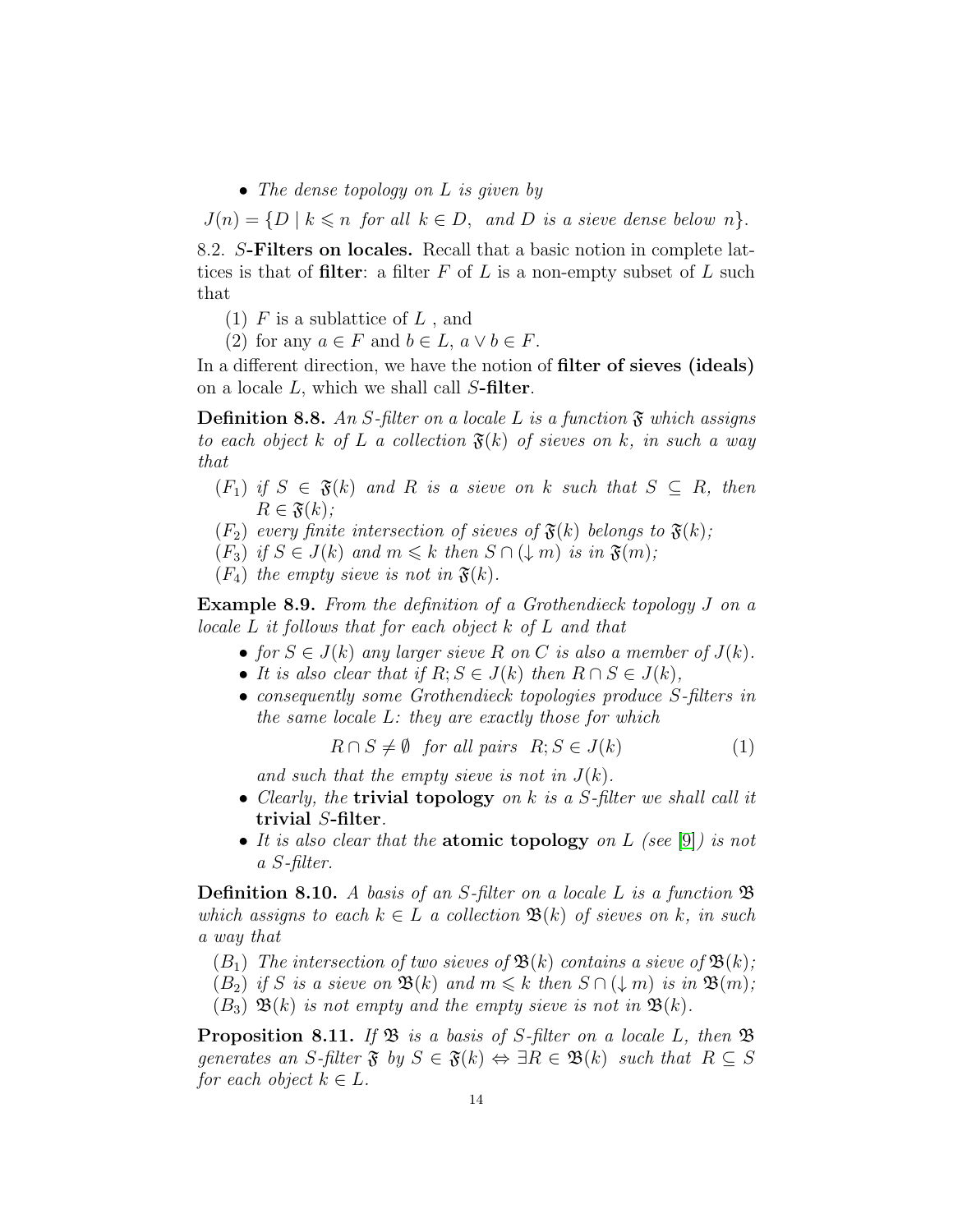- *The dense topology on $L$ is given by*

$J(n) = \{D \mid k \leqslant n$ *for all* $k \in D$, *and* $D$ *is a sieve dense below* $n\}$.

8.2. **$S$-Filters on locales.** Recall that a basic notion in complete lattices is that of **filter**: a filter $F$ of $L$ is a non-empty subset of $L$ such that

(1) $F$ is a sublattice of $L$ , and
(2) for any $a \in F$ and $b \in L$, $a \vee b \in F$.

In a different direction, we have the notion of **filter of sieves (ideals)** on a locale $L$, which we shall call **$S$-filter**.

**Definition 8.8.** *An $S$-filter on a locale $L$ is a function $\mathfrak{F}$ which assigns to each object $k$ of $L$ a collection $\mathfrak{F}(k)$ of sieves on $k$, in such a way that*

($F_1$) *if $S \in \mathfrak{F}(k)$ and $R$ is a sieve on $k$ such that $S \subseteq R$, then $R \in \mathfrak{F}(k)$;*
($F_2$) *every finite intersection of sieves of $\mathfrak{F}(k)$ belongs to $\mathfrak{F}(k)$;*
($F_3$) *if $S \in J(k)$ and $m \leqslant k$ then $S \cap (\downarrow m)$ is in $\mathfrak{F}(m)$;*
($F_4$) *the empty sieve is not in $\mathfrak{F}(k)$.*

**Example 8.9.** *From the definition of a Grothendieck topology $J$ on a locale $L$ it follows that for each object $k$ of $L$ and that*

- *for $S \in J(k)$ any larger sieve $R$ on $C$ is also a member of $J(k)$.*
- *It is also clear that if $R; S \in J(k)$ then $R \cap S \in J(k)$,*
- *consequently some Grothendieck topologies produce $S$-filters in the same locale $L$: they are exactly those for which*

$$R \cap S \neq \emptyset \quad \text{for all pairs} \quad R; S \in J(k) \tag{1}$$

  *and such that the empty sieve is not in $J(k)$.*
- *Clearly, the* **trivial topology** *on $k$ is a $S$-filter we shall call it* **trivial $S$-filter**.
- *It is also clear that the* **atomic topology** *on $L$ (see [9]) is not a $S$-filter.*

**Definition 8.10.** *A basis of an $S$-filter on a locale $L$ is a function $\mathfrak{B}$ which assigns to each $k \in L$ a collection $\mathfrak{B}(k)$ of sieves on $k$, in such a way that*

($B_1$) *The intersection of two sieves of $\mathfrak{B}(k)$ contains a sieve of $\mathfrak{B}(k)$;*
($B_2$) *if $S$ is a sieve on $\mathfrak{B}(k)$ and $m \leqslant k$ then $S \cap (\downarrow m)$ is in $\mathfrak{B}(m)$;*
($B_3$) *$\mathfrak{B}(k)$ is not empty and the empty sieve is not in $\mathfrak{B}(k)$.*

**Proposition 8.11.** *If $\mathfrak{B}$ is a basis of $S$-filter on a locale $L$, then $\mathfrak{B}$ generates an $S$-filter $\mathfrak{F}$ by $S \in \mathfrak{F}(k) \Leftrightarrow \exists R \in \mathfrak{B}(k)$ such that $R \subseteq S$ for each object $k \in L$.*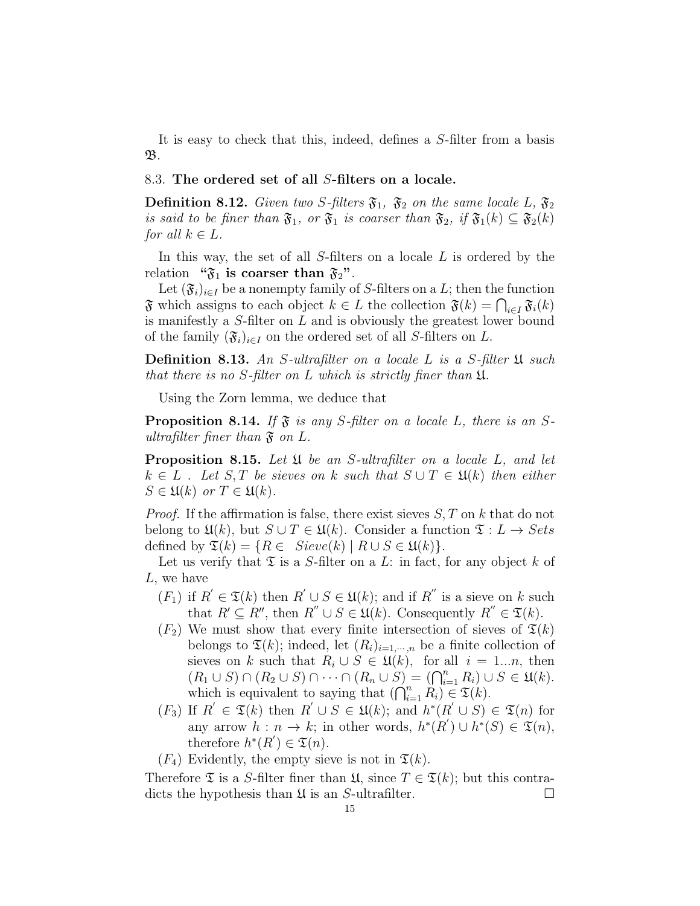It is easy to check that this, indeed, defines a $S$-filter from a basis $\mathfrak{B}$.

### 8.3. The ordered set of all $S$-filters on a locale.

**Definition 8.12.** *Given two $S$-filters $\mathfrak{F}_1$, $\mathfrak{F}_2$ on the same locale $L$, $\mathfrak{F}_2$ is said to be finer than $\mathfrak{F}_1$, or $\mathfrak{F}_1$ is coarser than $\mathfrak{F}_2$, if $\mathfrak{F}_1(k) \subseteq \mathfrak{F}_2(k)$ for all $k \in L$.*

In this way, the set of all $S$-filters on a locale $L$ is ordered by the relation **"$\mathfrak{F}_1$ is coarser than $\mathfrak{F}_2$"**.

Let $(\mathfrak{F}_i)_{i\in I}$ be a nonempty family of $S$-filters on a $L$; then the function $\mathfrak{F}$ which assigns to each object $k \in L$ the collection $\mathfrak{F}(k) = \bigcap_{i\in I} \mathfrak{F}_i(k)$ is manifestly a $S$-filter on $L$ and is obviously the greatest lower bound of the family $(\mathfrak{F}_i)_{i\in I}$ on the ordered set of all $S$-filters on $L$.

**Definition 8.13.** *An $S$-ultrafilter on a locale $L$ is a $S$-filter $\mathfrak{U}$ such that there is no $S$-filter on $L$ which is strictly finer than $\mathfrak{U}$.*

Using the Zorn lemma, we deduce that

**Proposition 8.14.** *If $\mathfrak{F}$ is any $S$-filter on a locale $L$, there is an $S$-ultrafilter finer than $\mathfrak{F}$ on $L$.*

**Proposition 8.15.** *Let $\mathfrak{U}$ be an $S$-ultrafilter on a locale $L$, and let $k \in L$ . Let $S, T$ be sieves on $k$ such that $S \cup T \in \mathfrak{U}(k)$ then either $S \in \mathfrak{U}(k)$ or $T \in \mathfrak{U}(k)$.*

*Proof.* If the affirmation is false, there exist sieves $S, T$ on $k$ that do not belong to $\mathfrak{U}(k)$, but $S \cup T \in \mathfrak{U}(k)$. Consider a function $\mathfrak{T} : L \to Sets$ defined by $\mathfrak{T}(k) = \{R \in \ Sieve(k) \mid R \cup S \in \mathfrak{U}(k)\}$.

Let us verify that $\mathfrak{T}$ is a $S$-filter on a $L$: in fact, for any object $k$ of $L$, we have

- $(F_1)$ if $R' \in \mathfrak{T}(k)$ then $R' \cup S \in \mathfrak{U}(k)$; and if $R''$ is a sieve on $k$ such that $R' \subseteq R''$, then $R'' \cup S \in \mathfrak{U}(k)$. Consequently $R'' \in \mathfrak{T}(k)$.
- $(F_2)$ We must show that every finite intersection of sieves of $\mathfrak{T}(k)$ belongs to $\mathfrak{T}(k)$; indeed, let $(R_i)_{i=1,\cdots,n}$ be a finite collection of sieves on $k$ such that $R_i \cup S \in \mathfrak{U}(k)$, for all $i = 1...n$, then $(R_1 \cup S) \cap (R_2 \cup S) \cap \cdots \cap (R_n \cup S) = (\bigcap_{i=1}^n R_i) \cup S \in \mathfrak{U}(k)$. which is equivalent to saying that $(\bigcap_{i=1}^n R_i) \in \mathfrak{T}(k)$.
- $(F_3)$ If $R' \in \mathfrak{T}(k)$ then $R' \cup S \in \mathfrak{U}(k)$; and $h^*(R' \cup S) \in \mathfrak{T}(n)$ for any arrow $h : n \to k$; in other words, $h^*(R') \cup h^*(S) \in \mathfrak{T}(n)$, therefore $h^*(R') \in \mathfrak{T}(n)$.
- $(F_4)$ Evidently, the empty sieve is not in $\mathfrak{T}(k)$.

Therefore $\mathfrak{T}$ is a $S$-filter finer than $\mathfrak{U}$, since $T \in \mathfrak{T}(k)$; but this contradicts the hypothesis than $\mathfrak{U}$ is an $S$-ultrafilter. $\square$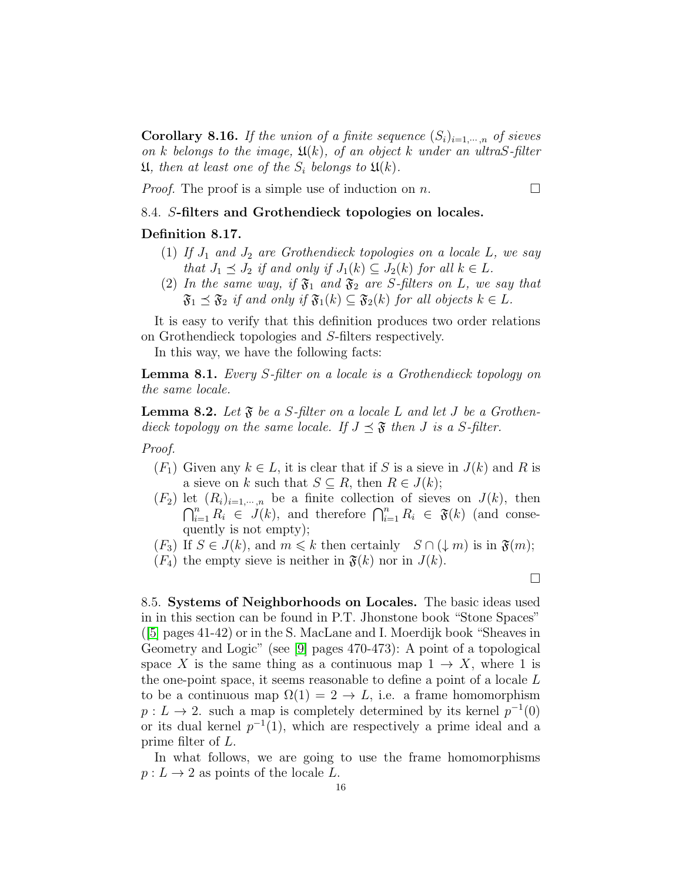**Corollary 8.16.** *If the union of a finite sequence $(S_i)_{i=1,\cdots,n}$ of sieves on $k$ belongs to the image, $\mathfrak{U}(k)$, of an object $k$ under an ultraS-filter $\mathfrak{U}$, then at least one of the $S_i$ belongs to $\mathfrak{U}(k)$.*

*Proof.* The proof is a simple use of induction on $n$. □

### 8.4. $S$-filters and Grothendieck topologies on locales.

**Definition 8.17.**

1. *If $J_1$ and $J_2$ are Grothendieck topologies on a locale $L$, we say that $J_1 \preceq J_2$ if and only if $J_1(k) \subseteq J_2(k)$ for all $k \in L$.*
2. *In the same way, if $\mathfrak{F}_1$ and $\mathfrak{F}_2$ are $S$-filters on $L$, we say that $\mathfrak{F}_1 \preceq \mathfrak{F}_2$ if and only if $\mathfrak{F}_1(k) \subseteq \mathfrak{F}_2(k)$ for all objects $k \in L$.*

It is easy to verify that this definition produces two order relations on Grothendieck topologies and $S$-filters respectively.

In this way, we have the following facts:

**Lemma 8.1.** *Every $S$-filter on a locale is a Grothendieck topology on the same locale.*

**Lemma 8.2.** *Let $\mathfrak{F}$ be a $S$-filter on a locale $L$ and let $J$ be a Grothendieck topology on the same locale. If $J \preceq \mathfrak{F}$ then $J$ is a $S$-filter.*

*Proof.*

- $(F_1)$ Given any $k \in L$, it is clear that if $S$ is a sieve in $J(k)$ and $R$ is a sieve on $k$ such that $S \subseteq R$, then $R \in J(k)$;
- $(F_2)$ let $(R_i)_{i=1,\cdots,n}$ be a finite collection of sieves on $J(k)$, then $\bigcap_{i=1}^n R_i \in J(k)$, and therefore $\bigcap_{i=1}^n R_i \in \mathfrak{F}(k)$ (and consequently is not empty);
- $(F_3)$ If $S \in J(k)$, and $m \leqslant k$ then certainly $S \cap (\downarrow m)$ is in $\mathfrak{F}(m)$;
- $(F_4)$ the empty sieve is neither in $\mathfrak{F}(k)$ nor in $J(k)$.

□

### 8.5. Systems of Neighborhoods on Locales.

The basic ideas used in in this section can be found in P.T. Jhonstone book "Stone Spaces" ([5] pages 41-42) or in the S. MacLane and I. Moerdijk book "Sheaves in Geometry and Logic" (see [9] pages 470-473): A point of a topological space $X$ is the same thing as a continuous map $1 \to X$, where 1 is the one-point space, it seems reasonable to define a point of a locale $L$ to be a continuous map $\Omega(1) = 2 \to L$, i.e. a frame homomorphism $p : L \to 2$. such a map is completely determined by its kernel $p^{-1}(0)$ or its dual kernel $p^{-1}(1)$, which are respectively a prime ideal and a prime filter of $L$.

In what follows, we are going to use the frame homomorphisms $p : L \to 2$ as points of the locale $L$.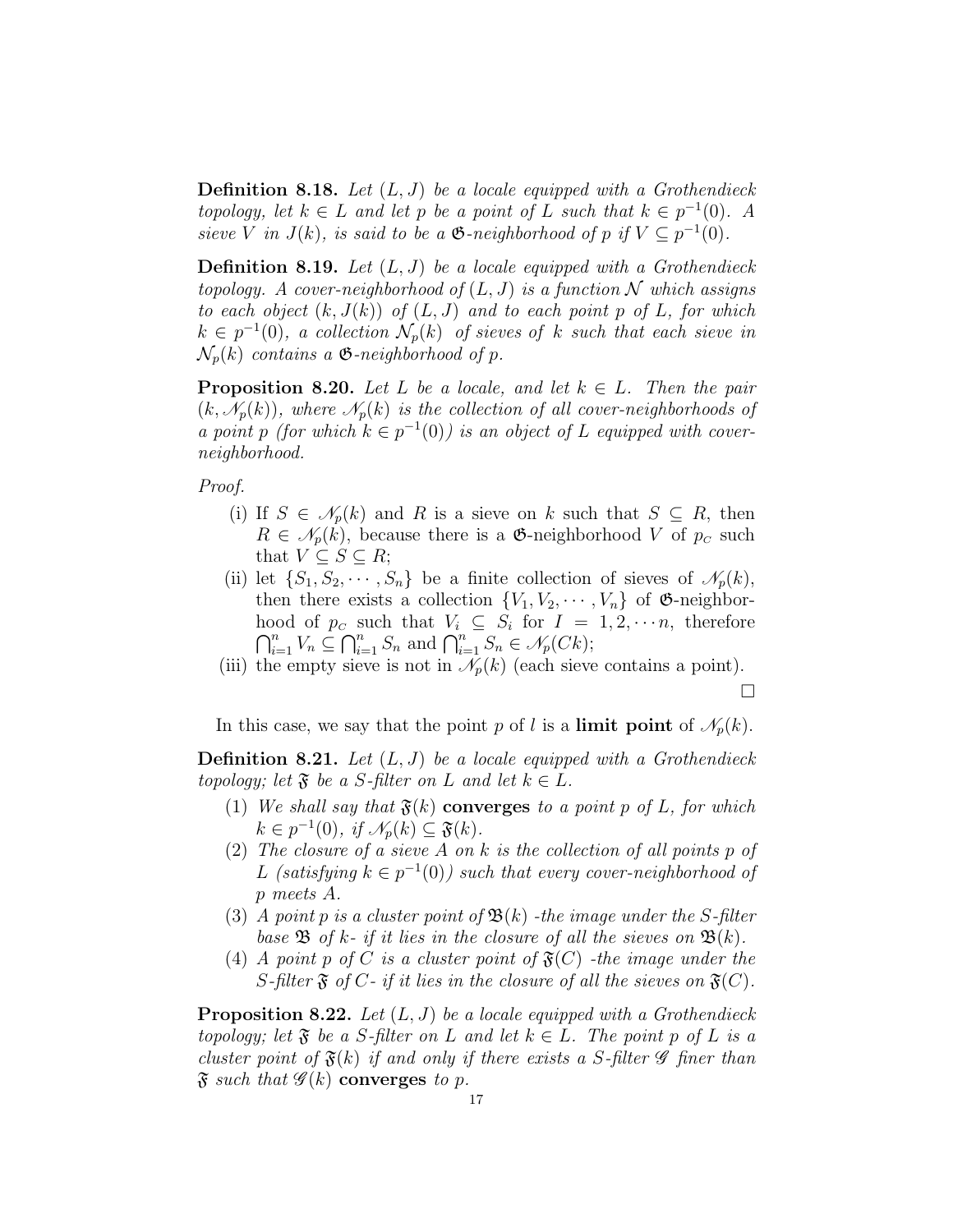**Definition 8.18.** *Let $(L, J)$ be a locale equipped with a Grothendieck topology, let $k \in L$ and let $p$ be a point of $L$ such that $k \in p^{-1}(0)$. A sieve $V$ in $J(k)$, is said to be a $\mathfrak{G}$-neighborhood of $p$ if $V \subseteq p^{-1}(0)$.*

**Definition 8.19.** *Let $(L, J)$ be a locale equipped with a Grothendieck topology. A cover-neighborhood of $(L, J)$ is a function $\mathcal{N}$ which assigns to each object $(k, J(k))$ of $(L, J)$ and to each point $p$ of $L$, for which $k \in p^{-1}(0)$, a collection $\mathcal{N}_p(k)$ of sieves of $k$ such that each sieve in $\mathcal{N}_p(k)$ contains a $\mathfrak{G}$-neighborhood of $p$.*

**Proposition 8.20.** *Let $L$ be a locale, and let $k \in L$. Then the pair $(k, \mathscr{N}_p(k))$, where $\mathscr{N}_p(k)$ is the collection of all cover-neighborhoods of a point $p$ (for which $k \in p^{-1}(0)$) is an object of $L$ equipped with cover-neighborhood.*

*Proof.*

(i) If $S \in \mathscr{N}_p(k)$ and $R$ is a sieve on $k$ such that $S \subseteq R$, then $R \in \mathscr{N}_p(k)$, because there is a $\mathfrak{G}$-neighborhood $V$ of $p_C$ such that $V \subseteq S \subseteq R$;

(ii) let $\{S_1, S_2, \cdots, S_n\}$ be a finite collection of sieves of $\mathscr{N}_p(k)$, then there exists a collection $\{V_1, V_2, \cdots, V_n\}$ of $\mathfrak{G}$-neighborhood of $p_C$ such that $V_i \subseteq S_i$ for $I = 1, 2, \cdots n$, therefore $\bigcap_{i=1}^{n} V_n \subseteq \bigcap_{i=1}^{n} S_n$ and $\bigcap_{i=1}^{n} S_n \in \mathscr{N}_p(Ck)$;

(iii) the empty sieve is not in $\mathscr{N}_p(k)$ (each sieve contains a point).

□

In this case, we say that the point $p$ of $l$ is a **limit point** of $\mathscr{N}_p(k)$.

**Definition 8.21.** *Let $(L, J)$ be a locale equipped with a Grothendieck topology; let $\mathfrak{F}$ be a S-filter on $L$ and let $k \in L$.*

1. *We shall say that $\mathfrak{F}(k)$* **converges** *to a point $p$ of $L$, for which $k \in p^{-1}(0)$, if $\mathscr{N}_p(k) \subseteq \mathfrak{F}(k)$.*
2. *The closure of a sieve $A$ on $k$ is the collection of all points $p$ of $L$ (satisfying $k \in p^{-1}(0)$) such that every cover-neighborhood of $p$ meets $A$.*
3. *A point $p$ is a cluster point of $\mathfrak{B}(k)$ -the image under the S-filter base $\mathfrak{B}$ of $k$- if it lies in the closure of all the sieves on $\mathfrak{B}(k)$.*
4. *A point $p$ of $C$ is a cluster point of $\mathfrak{F}(C)$ -the image under the S-filter $\mathfrak{F}$ of $C$- if it lies in the closure of all the sieves on $\mathfrak{F}(C)$.*

**Proposition 8.22.** *Let $(L, J)$ be a locale equipped with a Grothendieck topology; let $\mathfrak{F}$ be a S-filter on $L$ and let $k \in L$. The point $p$ of $L$ is a cluster point of $\mathfrak{F}(k)$ if and only if there exists a S-filter $\mathscr{G}$ finer than $\mathfrak{F}$ such that $\mathscr{G}(k)$* **converges** *to $p$.*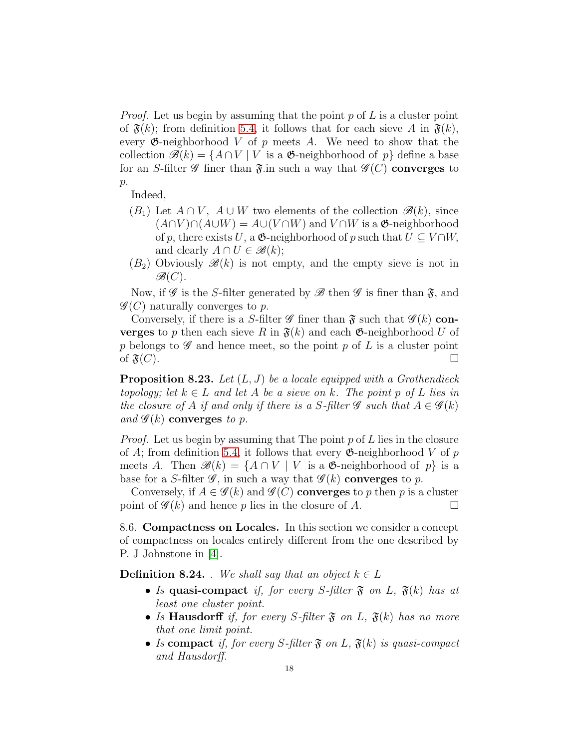*Proof.* Let us begin by assuming that the point $p$ of $L$ is a cluster point of $\mathfrak{F}(k)$; from definition 5.4, it follows that for each sieve $A$ in $\mathfrak{F}(k)$, every $\mathfrak{G}$-neighborhood $V$ of $p$ meets $A$. We need to show that the collection $\mathscr{B}(k) = \{A \cap V \mid V \text{ is a } \mathfrak{G}\text{-neighborhood of } p\}$ define a base for an $S$-filter $\mathscr{G}$ finer than $\mathfrak{F}$.in such a way that $\mathscr{G}(C)$ **converges** to $p$.

Indeed,

- $(B_1)$ Let $A \cap V,\ A \cup W$ two elements of the collection $\mathscr{B}(k)$, since $(A \cap V) \cap (A \cup W) = A \cup (V \cap W)$ and $V \cap W$ is a $\mathfrak{G}$-neighborhood of $p$, there exists $U$, a $\mathfrak{G}$-neighborhood of $p$ such that $U \subseteq V \cap W$, and clearly $A \cap U \in \mathscr{B}(k)$;
- $(B_2)$ Obviously $\mathscr{B}(k)$ is not empty, and the empty sieve is not in $\mathscr{B}(C)$.

Now, if $\mathscr{G}$ is the $S$-filter generated by $\mathscr{B}$ then $\mathscr{G}$ is finer than $\mathfrak{F}$, and $\mathscr{G}(C)$ naturally converges to $p$.

Conversely, if there is a $S$-filter $\mathscr{G}$ finer than $\mathfrak{F}$ such that $\mathscr{G}(k)$ **converges** to $p$ then each sieve $R$ in $\mathfrak{F}(k)$ and each $\mathfrak{G}$-neighborhood $U$ of $p$ belongs to $\mathscr{G}$ and hence meet, so the point $p$ of $L$ is a cluster point of $\mathfrak{F}(C)$. $\square$

**Proposition 8.23.** *Let $(L, J)$ be a locale equipped with a Grothendieck topology; let $k \in L$ and let $A$ be a sieve on $k$. The point $p$ of $L$ lies in the closure of $A$ if and only if there is a $S$-filter $\mathscr{G}$ such that $A \in \mathscr{G}(k)$ and $\mathscr{G}(k)$* **converges** *to $p$.*

*Proof.* Let us begin by assuming that The point $p$ of $L$ lies in the closure of $A$; from definition 5.4, it follows that every $\mathfrak{G}$-neighborhood $V$ of $p$ meets $A$. Then $\mathscr{B}(k) = \{A \cap V \mid V \text{ is a } \mathfrak{G}\text{-neighborhood of } p\}$ is a base for a $S$-filter $\mathscr{G}$, in such a way that $\mathscr{G}(k)$ **converges** to $p$.

Conversely, if $A \in \mathscr{G}(k)$ and $\mathscr{G}(C)$ **converges** to $p$ then $p$ is a cluster point of $\mathscr{G}(k)$ and hence $p$ lies in the closure of $A$. $\square$

8.6. **Compactness on Locales.** In this section we consider a concept of compactness on locales entirely different from the one described by P. J Johnstone in [4].

**Definition 8.24.** . *We shall say that an object $k \in L$*

- *Is* **quasi-compact** *if, for every $S$-filter $\mathfrak{F}$ on $L$, $\mathfrak{F}(k)$ has at least one cluster point.*
- *Is* **Hausdorff** *if, for every $S$-filter $\mathfrak{F}$ on $L$, $\mathfrak{F}(k)$ has no more that one limit point.*
- *Is* **compact** *if, for every $S$-filter $\mathfrak{F}$ on $L$, $\mathfrak{F}(k)$ is quasi-compact and Hausdorff.*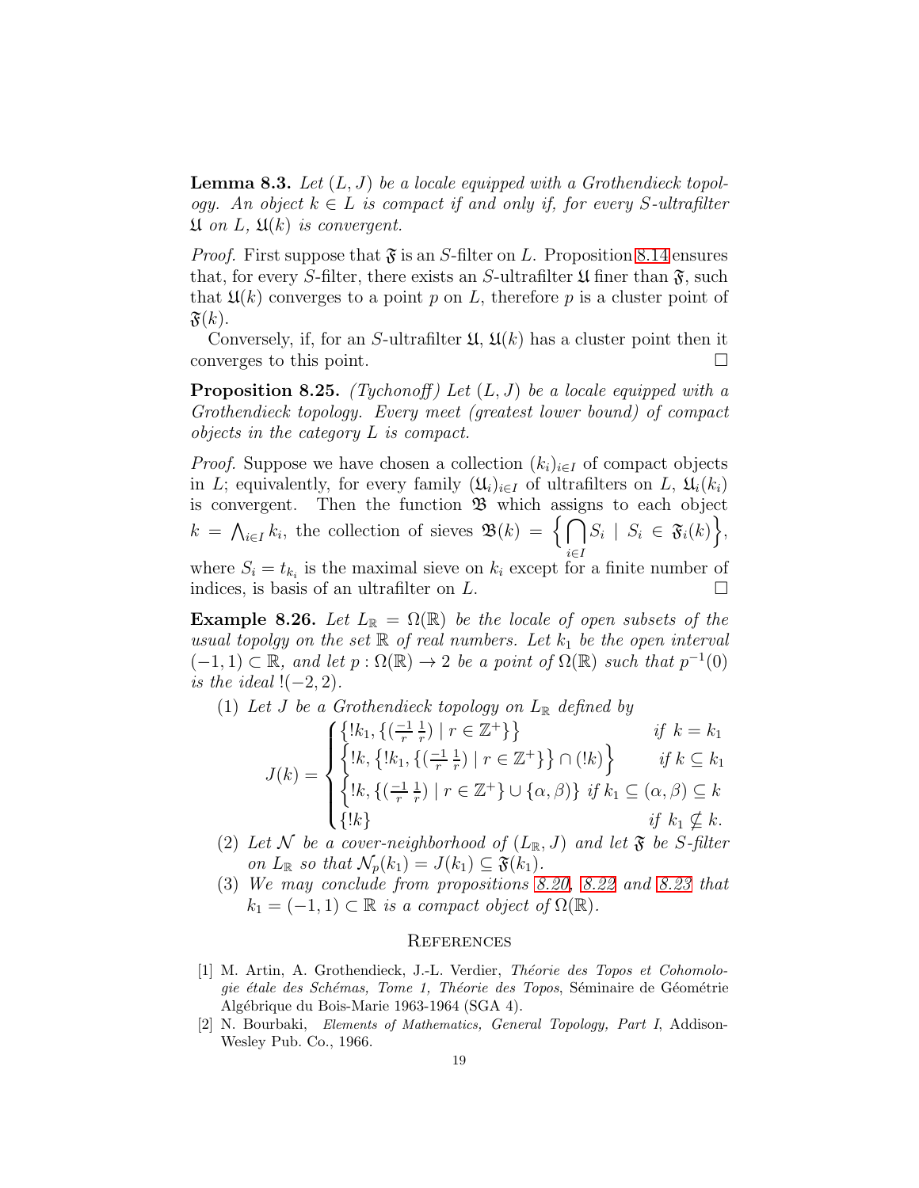**Lemma 8.3.** *Let $(L, J)$ be a locale equipped with a Grothendieck topology. An object $k \in L$ is compact if and only if, for every $S$-ultrafilter $\mathfrak{U}$ on $L$, $\mathfrak{U}(k)$ is convergent.*

*Proof.* First suppose that $\mathfrak{F}$ is an $S$-filter on $L$. Proposition 8.14 ensures that, for every $S$-filter, there exists an $S$-ultrafilter $\mathfrak{U}$ finer than $\mathfrak{F}$, such that $\mathfrak{U}(k)$ converges to a point $p$ on $L$, therefore $p$ is a cluster point of $\mathfrak{F}(k)$.

Conversely, if, for an $S$-ultrafilter $\mathfrak{U}$, $\mathfrak{U}(k)$ has a cluster point then it converges to this point. □

**Proposition 8.25.** *(Tychonoff) Let $(L, J)$ be a locale equipped with a Grothendieck topology. Every meet (greatest lower bound) of compact objects in the category $L$ is compact.*

*Proof.* Suppose we have chosen a collection $(k_i)_{i \in I}$ of compact objects in $L$; equivalently, for every family $(\mathfrak{U}_i)_{i \in I}$ of ultrafilters on $L$, $\mathfrak{U}_i(k_i)$ is convergent. Then the function $\mathfrak{B}$ which assigns to each object $k = \bigwedge_{i \in I} k_i$, the collection of sieves $\mathfrak{B}(k) = \Big\{ \bigcap_{i \in I} S_i \mid S_i \in \mathfrak{F}_i(k) \Big\}$, where $S_i = t_{k_i}$ is the maximal sieve on $k_i$ except for a finite number of indices, is basis of an ultrafilter on $L$. □

**Example 8.26.** *Let $L_{\mathbb{R}} = \Omega(\mathbb{R})$ be the locale of open subsets of the usual topolgy on the set $\mathbb{R}$ of real numbers. Let $k_1$ be the open interval $(-1, 1) \subset \mathbb{R}$, and let $p : \Omega(\mathbb{R}) \to 2$ be a point of $\Omega(\mathbb{R})$ such that $p^{-1}(0)$ is the ideal $!(-2, 2)$.*

1. *Let $J$ be a Grothendieck topology on $L_{\mathbb{R}}$ defined by*
$$J(k) = \begin{cases} \big\{!k_1, \{(\tfrac{-1}{r}\,\tfrac{1}{r}) \mid r \in \mathbb{Z}^+\}\big\} & \text{if } k = k_1 \\ \Big\{!k, \big\{!k_1, \{(\tfrac{-1}{r}\,\tfrac{1}{r}) \mid r \in \mathbb{Z}^+\}\big\} \cap (!k)\Big\} & \text{if } k \subseteq k_1 \\ \big\{!k, \{(\tfrac{-1}{r}\,\tfrac{1}{r}) \mid r \in \mathbb{Z}^+\} \cup \{\alpha, \beta)\big\} & \text{if } k_1 \subseteq (\alpha, \beta) \subseteq k \\ \{!k\} & \text{if } k_1 \nsubseteq k. \end{cases}$$
2. *Let $\mathcal{N}$ be a cover-neighborhood of $(L_{\mathbb{R}}, J)$ and let $\mathfrak{F}$ be $S$-filter on $L_{\mathbb{R}}$ so that $\mathcal{N}_p(k_1) = J(k_1) \subseteq \mathfrak{F}(k_1)$.*
3. *We may conclude from propositions 8.20, 8.22 and 8.23 that $k_1 = (-1, 1) \subset \mathbb{R}$ is a compact object of $\Omega(\mathbb{R})$.*

## References

[1] M. Artin, A. Grothendieck, J.-L. Verdier, *Théorie des Topos et Cohomologie étale des Schémas, Tome 1, Théorie des Topos*, Séminaire de Géométrie Algébrique du Bois-Marie 1963-1964 (SGA 4).

[2] N. Bourbaki, *Elements of Mathematics, General Topology, Part I*, Addison-Wesley Pub. Co., 1966.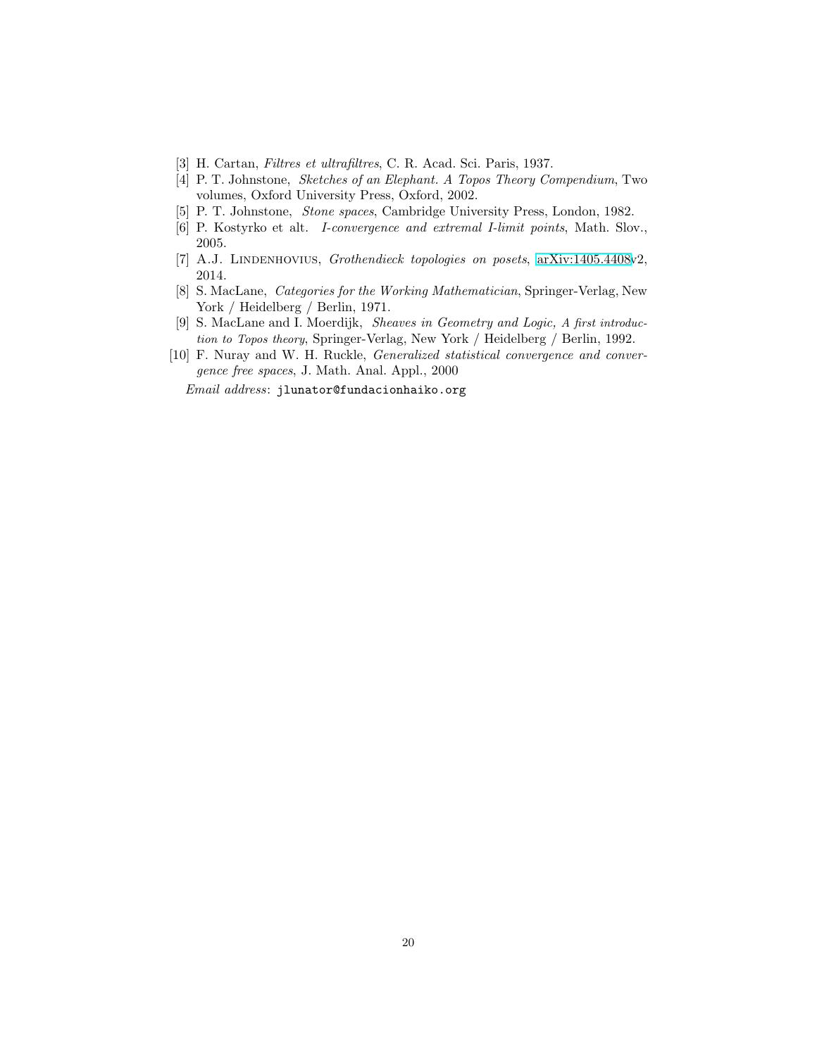[3] H. Cartan, *Filtres et ultrafiltres*, C. R. Acad. Sci. Paris, 1937.

[4] P. T. Johnstone, *Sketches of an Elephant. A Topos Theory Compendium*, Two volumes, Oxford University Press, Oxford, 2002.

[5] P. T. Johnstone, *Stone spaces*, Cambridge University Press, London, 1982.

[6] P. Kostyrko et alt. *I-convergence and extremal I-limit points*, Math. Slov., 2005.

[7] A.J. Lindenhovius, *Grothendieck topologies on posets*, arXiv:1405.4408v2, 2014.

[8] S. MacLane, *Categories for the Working Mathematician*, Springer-Verlag, New York / Heidelberg / Berlin, 1971.

[9] S. MacLane and I. Moerdijk, *Sheaves in Geometry and Logic, A first introduction to Topos theory*, Springer-Verlag, New York / Heidelberg / Berlin, 1992.

[10] F. Nuray and W. H. Ruckle, *Generalized statistical convergence and convergence free spaces*, J. Math. Anal. Appl., 2000

*Email address*: jlunator@fundacionhaiko.org